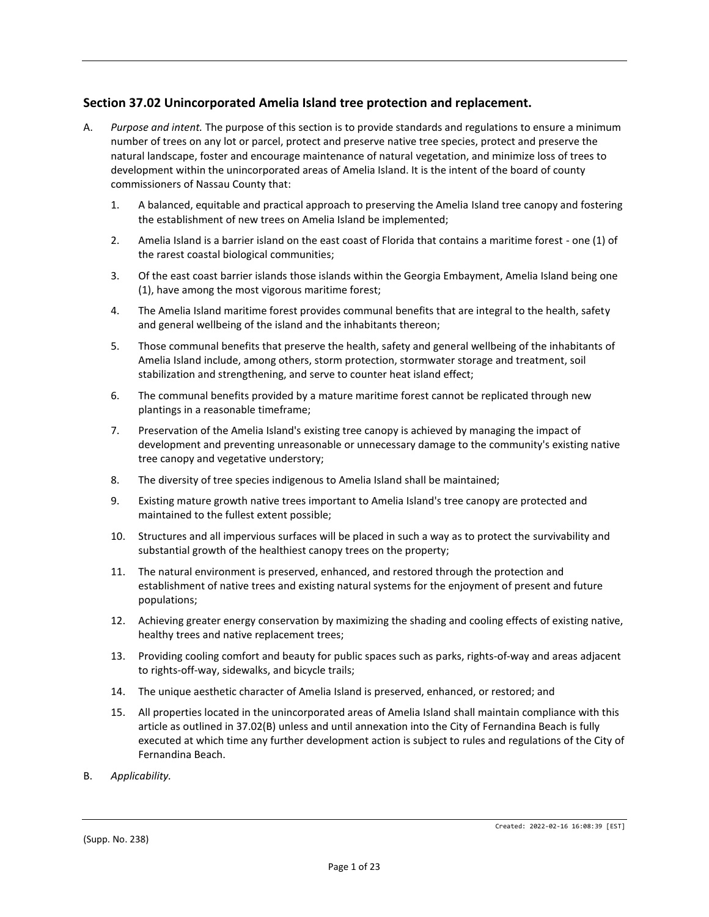## Section 37.02 Unincorporated Amelia Island tree protection and replacement.

A. *Purpose and intent.* The purpose of this section is to provide standards and regulations to ensure a minimum number of trees on any lot or parcel, protect and preserve native tree species, protect and preserve the natural landscape, foster and encourage maintenance of natural vegetation, and minimize loss of trees to development within the unincorporated areas of Amelia Island. It is the intent of the board of county commissioners of Nassau County that:

   1. A balanced, equitable and practical approach to preserving the Amelia Island tree canopy and fostering the establishment of new trees on Amelia Island be implemented;

   2. Amelia Island is a barrier island on the east coast of Florida that contains a maritime forest - one (1) of the rarest coastal biological communities;

   3. Of the east coast barrier islands those islands within the Georgia Embayment, Amelia Island being one (1), have among the most vigorous maritime forest;

   4. The Amelia Island maritime forest provides communal benefits that are integral to the health, safety and general wellbeing of the island and the inhabitants thereon;

   5. Those communal benefits that preserve the health, safety and general wellbeing of the inhabitants of Amelia Island include, among others, storm protection, stormwater storage and treatment, soil stabilization and strengthening, and serve to counter heat island effect;

   6. The communal benefits provided by a mature maritime forest cannot be replicated through new plantings in a reasonable timeframe;

   7. Preservation of the Amelia Island's existing tree canopy is achieved by managing the impact of development and preventing unreasonable or unnecessary damage to the community's existing native tree canopy and vegetative understory;

   8. The diversity of tree species indigenous to Amelia Island shall be maintained;

   9. Existing mature growth native trees important to Amelia Island's tree canopy are protected and maintained to the fullest extent possible;

   10. Structures and all impervious surfaces will be placed in such a way as to protect the survivability and substantial growth of the healthiest canopy trees on the property;

   11. The natural environment is preserved, enhanced, and restored through the protection and establishment of native trees and existing natural systems for the enjoyment of present and future populations;

   12. Achieving greater energy conservation by maximizing the shading and cooling effects of existing native, healthy trees and native replacement trees;

   13. Providing cooling comfort and beauty for public spaces such as parks, rights-of-way and areas adjacent to rights-off-way, sidewalks, and bicycle trails;

   14. The unique aesthetic character of Amelia Island is preserved, enhanced, or restored; and

   15. All properties located in the unincorporated areas of Amelia Island shall maintain compliance with this article as outlined in 37.02(B) unless and until annexation into the City of Fernandina Beach is fully executed at which time any further development action is subject to rules and regulations of the City of Fernandina Beach.

B. *Applicability.*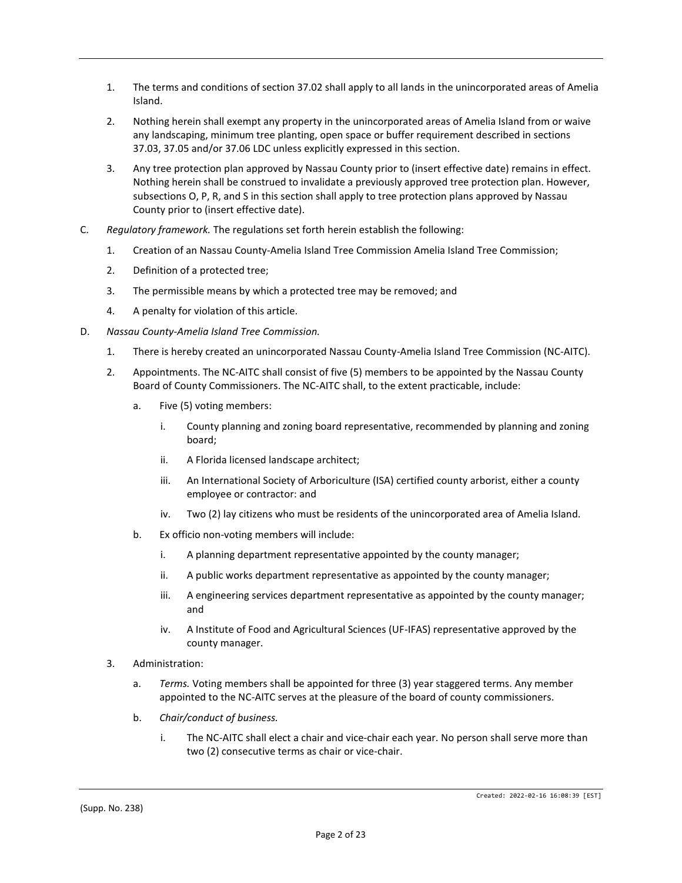1. The terms and conditions of section 37.02 shall apply to all lands in the unincorporated areas of Amelia Island.
2. Nothing herein shall exempt any property in the unincorporated areas of Amelia Island from or waive any landscaping, minimum tree planting, open space or buffer requirement described in sections 37.03, 37.05 and/or 37.06 LDC unless explicitly expressed in this section.
3. Any tree protection plan approved by Nassau County prior to (insert effective date) remains in effect. Nothing herein shall be construed to invalidate a previously approved tree protection plan. However, subsections O, P, R, and S in this section shall apply to tree protection plans approved by Nassau County prior to (insert effective date).

C. *Regulatory framework.* The regulations set forth herein establish the following:

1. Creation of an Nassau County-Amelia Island Tree Commission Amelia Island Tree Commission;
2. Definition of a protected tree;
3. The permissible means by which a protected tree may be removed; and
4. A penalty for violation of this article.

D. *Nassau County-Amelia Island Tree Commission.*

1. There is hereby created an unincorporated Nassau County-Amelia Island Tree Commission (NC-AITC).
2. Appointments. The NC-AITC shall consist of five (5) members to be appointed by the Nassau County Board of County Commissioners. The NC-AITC shall, to the extent practicable, include:
   a. Five (5) voting members:
      i. County planning and zoning board representative, recommended by planning and zoning board;
      ii. A Florida licensed landscape architect;
      iii. An International Society of Arboriculture (ISA) certified county arborist, either a county employee or contractor: and
      iv. Two (2) lay citizens who must be residents of the unincorporated area of Amelia Island.
   b. Ex officio non-voting members will include:
      i. A planning department representative appointed by the county manager;
      ii. A public works department representative as appointed by the county manager;
      iii. A engineering services department representative as appointed by the county manager; and
      iv. A Institute of Food and Agricultural Sciences (UF-IFAS) representative approved by the county manager.
3. Administration:
   a. *Terms.* Voting members shall be appointed for three (3) year staggered terms. Any member appointed to the NC-AITC serves at the pleasure of the board of county commissioners.
   b. *Chair/conduct of business.*
      i. The NC-AITC shall elect a chair and vice-chair each year. No person shall serve more than two (2) consecutive terms as chair or vice-chair.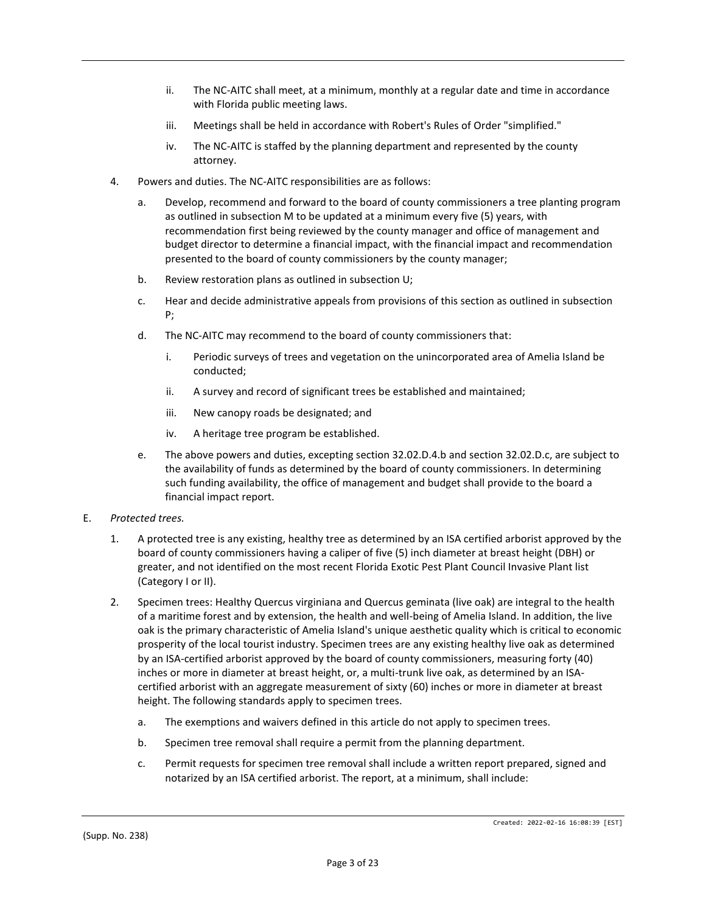ii. The NC-AITC shall meet, at a minimum, monthly at a regular date and time in accordance with Florida public meeting laws.

iii. Meetings shall be held in accordance with Robert's Rules of Order "simplified."

iv. The NC-AITC is staffed by the planning department and represented by the county attorney.

4. Powers and duties. The NC-AITC responsibilities are as follows:

   a. Develop, recommend and forward to the board of county commissioners a tree planting program as outlined in subsection M to be updated at a minimum every five (5) years, with recommendation first being reviewed by the county manager and office of management and budget director to determine a financial impact, with the financial impact and recommendation presented to the board of county commissioners by the county manager;

   b. Review restoration plans as outlined in subsection U;

   c. Hear and decide administrative appeals from provisions of this section as outlined in subsection P;

   d. The NC-AITC may recommend to the board of county commissioners that:

      i. Periodic surveys of trees and vegetation on the unincorporated area of Amelia Island be conducted;

      ii. A survey and record of significant trees be established and maintained;

      iii. New canopy roads be designated; and

      iv. A heritage tree program be established.

   e. The above powers and duties, excepting section 32.02.D.4.b and section 32.02.D.c, are subject to the availability of funds as determined by the board of county commissioners. In determining such funding availability, the office of management and budget shall provide to the board a financial impact report.

E. *Protected trees.*

1. A protected tree is any existing, healthy tree as determined by an ISA certified arborist approved by the board of county commissioners having a caliper of five (5) inch diameter at breast height (DBH) or greater, and not identified on the most recent Florida Exotic Pest Plant Council Invasive Plant list (Category I or II).

2. Specimen trees: Healthy Quercus virginiana and Quercus geminata (live oak) are integral to the health of a maritime forest and by extension, the health and well-being of Amelia Island. In addition, the live oak is the primary characteristic of Amelia Island's unique aesthetic quality which is critical to economic prosperity of the local tourist industry. Specimen trees are any existing healthy live oak as determined by an ISA-certified arborist approved by the board of county commissioners, measuring forty (40) inches or more in diameter at breast height, or, a multi-trunk live oak, as determined by an ISA-certified arborist with an aggregate measurement of sixty (60) inches or more in diameter at breast height. The following standards apply to specimen trees.

   a. The exemptions and waivers defined in this article do not apply to specimen trees.

   b. Specimen tree removal shall require a permit from the planning department.

   c. Permit requests for specimen tree removal shall include a written report prepared, signed and notarized by an ISA certified arborist. The report, at a minimum, shall include: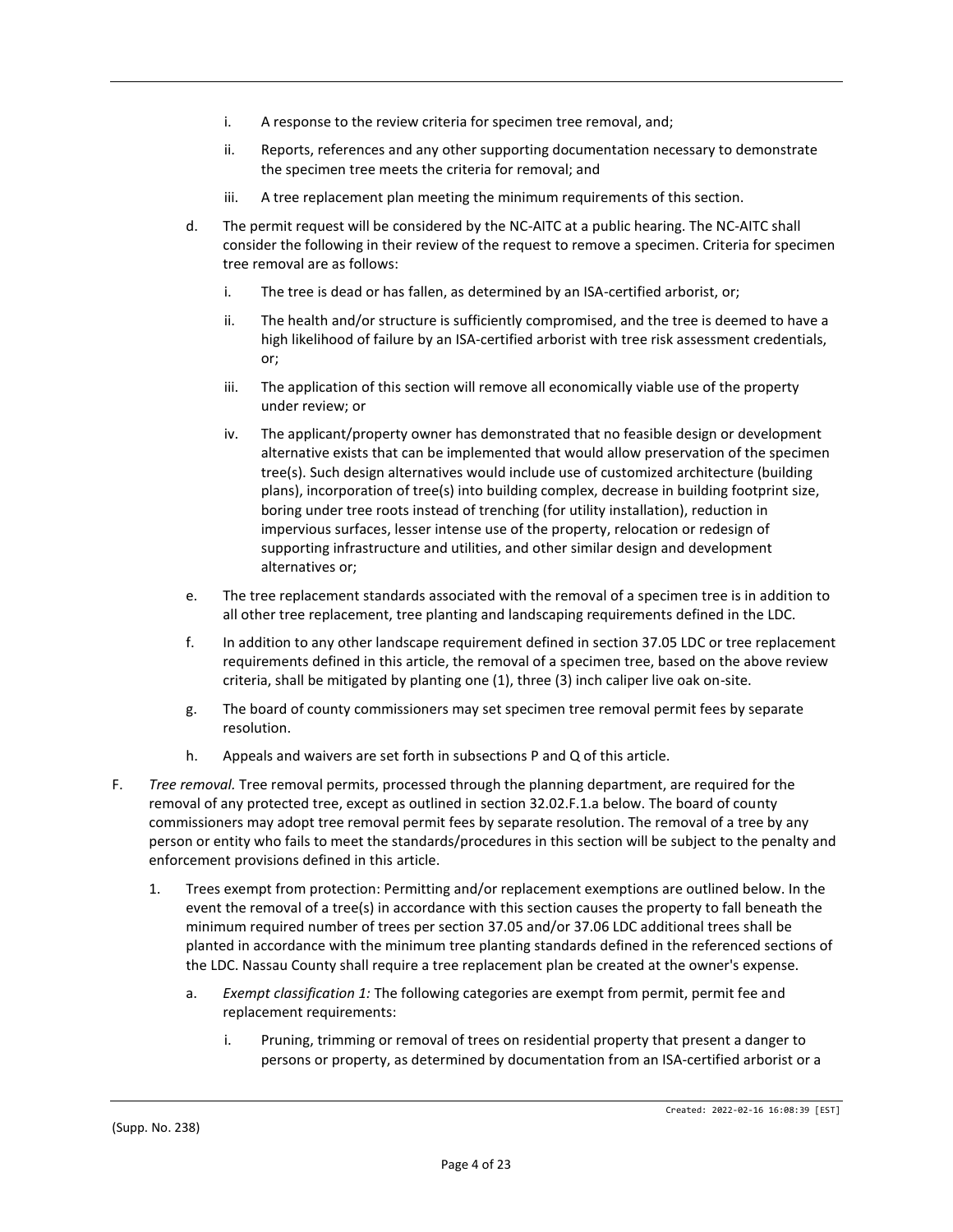i. A response to the review criteria for specimen tree removal, and;

ii. Reports, references and any other supporting documentation necessary to demonstrate the specimen tree meets the criteria for removal; and

iii. A tree replacement plan meeting the minimum requirements of this section.

d. The permit request will be considered by the NC-AITC at a public hearing. The NC-AITC shall consider the following in their review of the request to remove a specimen. Criteria for specimen tree removal are as follows:

i. The tree is dead or has fallen, as determined by an ISA-certified arborist, or;

ii. The health and/or structure is sufficiently compromised, and the tree is deemed to have a high likelihood of failure by an ISA-certified arborist with tree risk assessment credentials, or;

iii. The application of this section will remove all economically viable use of the property under review; or

iv. The applicant/property owner has demonstrated that no feasible design or development alternative exists that can be implemented that would allow preservation of the specimen tree(s). Such design alternatives would include use of customized architecture (building plans), incorporation of tree(s) into building complex, decrease in building footprint size, boring under tree roots instead of trenching (for utility installation), reduction in impervious surfaces, lesser intense use of the property, relocation or redesign of supporting infrastructure and utilities, and other similar design and development alternatives or;

e. The tree replacement standards associated with the removal of a specimen tree is in addition to all other tree replacement, tree planting and landscaping requirements defined in the LDC.

f. In addition to any other landscape requirement defined in section 37.05 LDC or tree replacement requirements defined in this article, the removal of a specimen tree, based on the above review criteria, shall be mitigated by planting one (1), three (3) inch caliper live oak on-site.

g. The board of county commissioners may set specimen tree removal permit fees by separate resolution.

h. Appeals and waivers are set forth in subsections P and Q of this article.

F. *Tree removal.* Tree removal permits, processed through the planning department, are required for the removal of any protected tree, except as outlined in section 32.02.F.1.a below. The board of county commissioners may adopt tree removal permit fees by separate resolution. The removal of a tree by any person or entity who fails to meet the standards/procedures in this section will be subject to the penalty and enforcement provisions defined in this article.

1. Trees exempt from protection: Permitting and/or replacement exemptions are outlined below. In the event the removal of a tree(s) in accordance with this section causes the property to fall beneath the minimum required number of trees per section 37.05 and/or 37.06 LDC additional trees shall be planted in accordance with the minimum tree planting standards defined in the referenced sections of the LDC. Nassau County shall require a tree replacement plan be created at the owner's expense.

a. *Exempt classification 1:* The following categories are exempt from permit, permit fee and replacement requirements:

i. Pruning, trimming or removal of trees on residential property that present a danger to persons or property, as determined by documentation from an ISA-certified arborist or a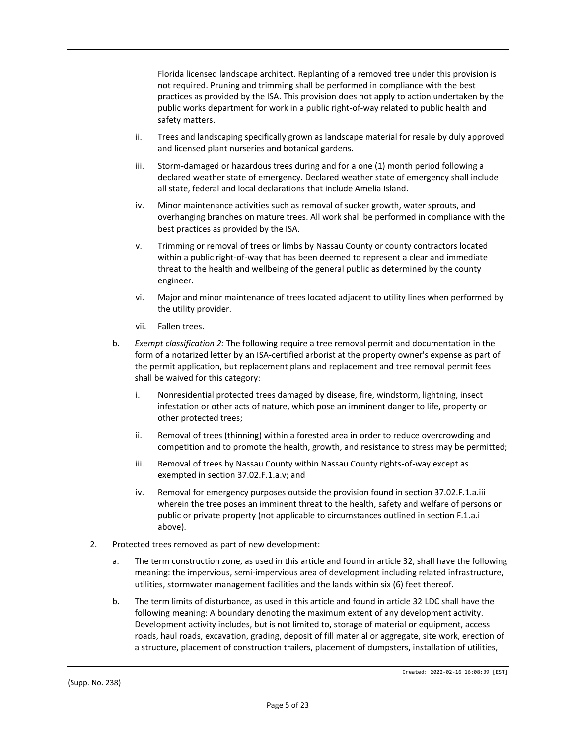Florida licensed landscape architect. Replanting of a removed tree under this provision is not required. Pruning and trimming shall be performed in compliance with the best practices as provided by the ISA. This provision does not apply to action undertaken by the public works department for work in a public right-of-way related to public health and safety matters.

- ii. Trees and landscaping specifically grown as landscape material for resale by duly approved and licensed plant nurseries and botanical gardens.
- iii. Storm-damaged or hazardous trees during and for a one (1) month period following a declared weather state of emergency. Declared weather state of emergency shall include all state, federal and local declarations that include Amelia Island.
- iv. Minor maintenance activities such as removal of sucker growth, water sprouts, and overhanging branches on mature trees. All work shall be performed in compliance with the best practices as provided by the ISA.
- v. Trimming or removal of trees or limbs by Nassau County or county contractors located within a public right-of-way that has been deemed to represent a clear and immediate threat to the health and wellbeing of the general public as determined by the county engineer.
- vi. Major and minor maintenance of trees located adjacent to utility lines when performed by the utility provider.
- vii. Fallen trees.

b. *Exempt classification 2:* The following require a tree removal permit and documentation in the form of a notarized letter by an ISA-certified arborist at the property owner's expense as part of the permit application, but replacement plans and replacement and tree removal permit fees shall be waived for this category:

- i. Nonresidential protected trees damaged by disease, fire, windstorm, lightning, insect infestation or other acts of nature, which pose an imminent danger to life, property or other protected trees;
- ii. Removal of trees (thinning) within a forested area in order to reduce overcrowding and competition and to promote the health, growth, and resistance to stress may be permitted;
- iii. Removal of trees by Nassau County within Nassau County rights-of-way except as exempted in section 37.02.F.1.a.v; and
- iv. Removal for emergency purposes outside the provision found in section 37.02.F.1.a.iii wherein the tree poses an imminent threat to the health, safety and welfare of persons or public or private property (not applicable to circumstances outlined in section F.1.a.i above).

2. Protected trees removed as part of new development:

a. The term construction zone, as used in this article and found in article 32, shall have the following meaning: the impervious, semi-impervious area of development including related infrastructure, utilities, stormwater management facilities and the lands within six (6) feet thereof.

b. The term limits of disturbance, as used in this article and found in article 32 LDC shall have the following meaning: A boundary denoting the maximum extent of any development activity. Development activity includes, but is not limited to, storage of material or equipment, access roads, haul roads, excavation, grading, deposit of fill material or aggregate, site work, erection of a structure, placement of construction trailers, placement of dumpsters, installation of utilities,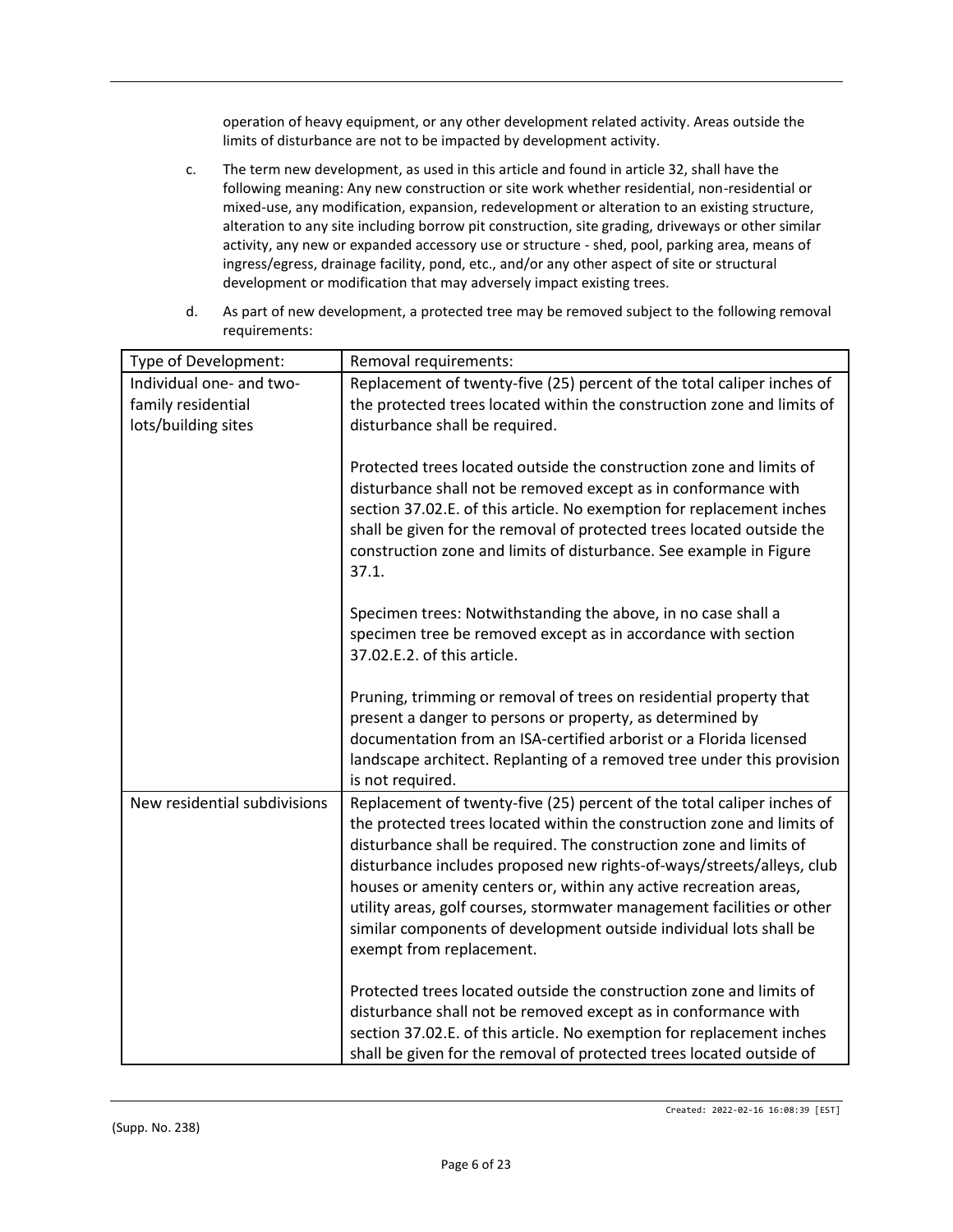operation of heavy equipment, or any other development related activity. Areas outside the limits of disturbance are not to be impacted by development activity.

c. The term new development, as used in this article and found in article 32, shall have the following meaning: Any new construction or site work whether residential, non-residential or mixed-use, any modification, expansion, redevelopment or alteration to an existing structure, alteration to any site including borrow pit construction, site grading, driveways or other similar activity, any new or expanded accessory use or structure - shed, pool, parking area, means of ingress/egress, drainage facility, pond, etc., and/or any other aspect of site or structural development or modification that may adversely impact existing trees.

d. As part of new development, a protected tree may be removed subject to the following removal requirements:

| Type of Development: | Removal requirements: |
|---|---|
| Individual one- and two-family residential lots/building sites | Replacement of twenty-five (25) percent of the total caliper inches of the protected trees located within the construction zone and limits of disturbance shall be required.<br><br>Protected trees located outside the construction zone and limits of disturbance shall not be removed except as in conformance with section 37.02.E. of this article. No exemption for replacement inches shall be given for the removal of protected trees located outside the construction zone and limits of disturbance. See example in Figure 37.1.<br><br>Specimen trees: Notwithstanding the above, in no case shall a specimen tree be removed except as in accordance with section 37.02.E.2. of this article.<br><br>Pruning, trimming or removal of trees on residential property that present a danger to persons or property, as determined by documentation from an ISA-certified arborist or a Florida licensed landscape architect. Replanting of a removed tree under this provision is not required. |
| New residential subdivisions | Replacement of twenty-five (25) percent of the total caliper inches of the protected trees located within the construction zone and limits of disturbance shall be required. The construction zone and limits of disturbance includes proposed new rights-of-ways/streets/alleys, club houses or amenity centers or, within any active recreation areas, utility areas, golf courses, stormwater management facilities or other similar components of development outside individual lots shall be exempt from replacement.<br><br>Protected trees located outside the construction zone and limits of disturbance shall not be removed except as in conformance with section 37.02.E. of this article. No exemption for replacement inches shall be given for the removal of protected trees located outside of |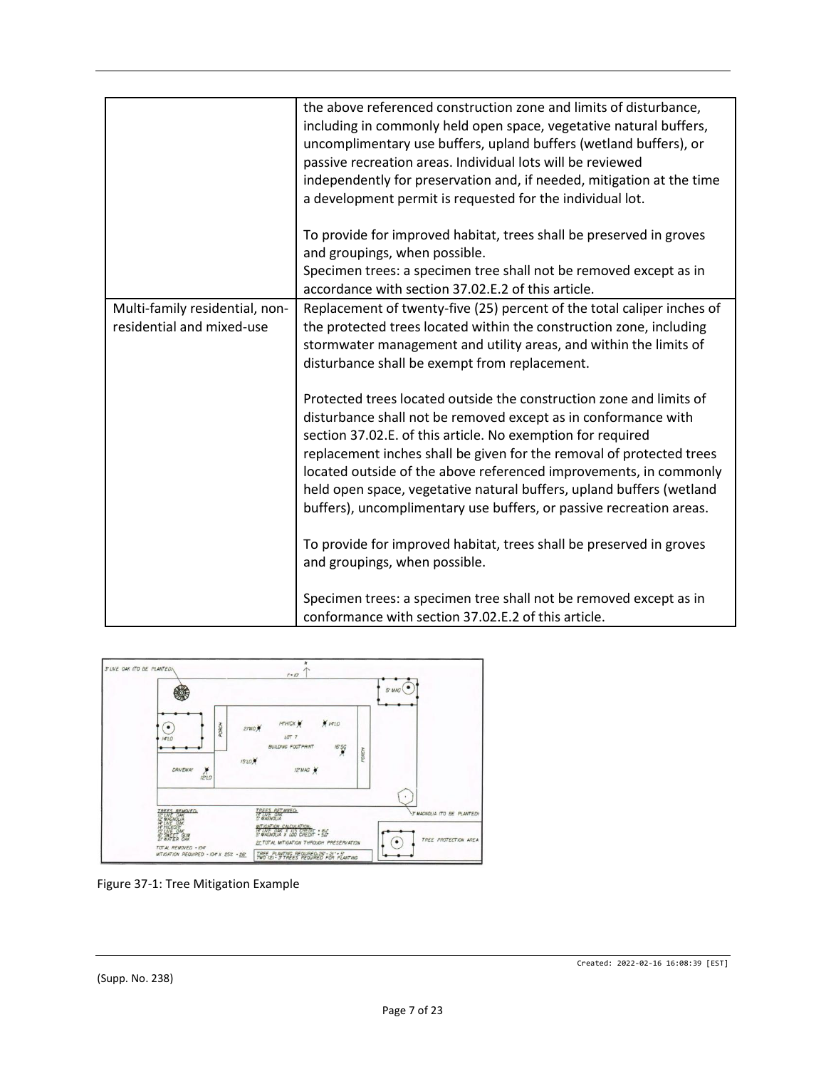|  |  |
|---|---|
|  | the above referenced construction zone and limits of disturbance, including in commonly held open space, vegetative natural buffers, uncomplimentary use buffers, upland buffers (wetland buffers), or passive recreation areas. Individual lots will be reviewed independently for preservation and, if needed, mitigation at the time a development permit is requested for the individual lot.<br><br>To provide for improved habitat, trees shall be preserved in groves and groupings, when possible.<br>Specimen trees: a specimen tree shall not be removed except as in accordance with section 37.02.E.2 of this article. |
| Multi-family residential, non-residential and mixed-use | Replacement of twenty-five (25) percent of the total caliper inches of the protected trees located within the construction zone, including stormwater management and utility areas, and within the limits of disturbance shall be exempt from replacement.<br><br>Protected trees located outside the construction zone and limits of disturbance shall not be removed except as in conformance with section 37.02.E. of this article. No exemption for required replacement inches shall be given for the removal of protected trees located outside of the above referenced improvements, in commonly held open space, vegetative natural buffers, upland buffers (wetland buffers), uncomplimentary use buffers, or passive recreation areas.<br><br>To provide for improved habitat, trees shall be preserved in groves and groupings, when possible.<br><br>Specimen trees: a specimen tree shall not be removed except as in conformance with section 37.02.E.2 of this article. |

Figure 37-1: Tree Mitigation Example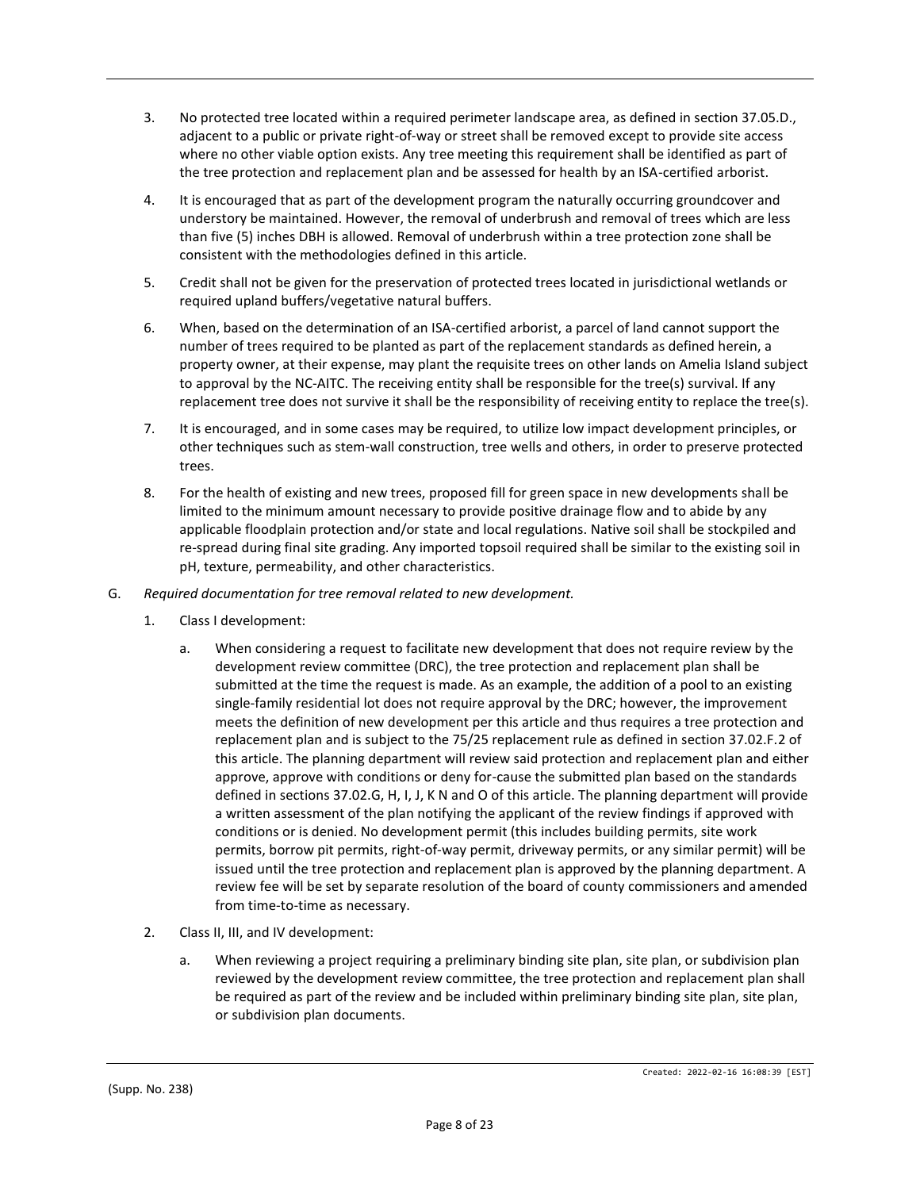3. No protected tree located within a required perimeter landscape area, as defined in section 37.05.D., adjacent to a public or private right-of-way or street shall be removed except to provide site access where no other viable option exists. Any tree meeting this requirement shall be identified as part of the tree protection and replacement plan and be assessed for health by an ISA-certified arborist.

4. It is encouraged that as part of the development program the naturally occurring groundcover and understory be maintained. However, the removal of underbrush and removal of trees which are less than five (5) inches DBH is allowed. Removal of underbrush within a tree protection zone shall be consistent with the methodologies defined in this article.

5. Credit shall not be given for the preservation of protected trees located in jurisdictional wetlands or required upland buffers/vegetative natural buffers.

6. When, based on the determination of an ISA-certified arborist, a parcel of land cannot support the number of trees required to be planted as part of the replacement standards as defined herein, a property owner, at their expense, may plant the requisite trees on other lands on Amelia Island subject to approval by the NC-AITC. The receiving entity shall be responsible for the tree(s) survival. If any replacement tree does not survive it shall be the responsibility of receiving entity to replace the tree(s).

7. It is encouraged, and in some cases may be required, to utilize low impact development principles, or other techniques such as stem-wall construction, tree wells and others, in order to preserve protected trees.

8. For the health of existing and new trees, proposed fill for green space in new developments shall be limited to the minimum amount necessary to provide positive drainage flow and to abide by any applicable floodplain protection and/or state and local regulations. Native soil shall be stockpiled and re-spread during final site grading. Any imported topsoil required shall be similar to the existing soil in pH, texture, permeability, and other characteristics.

G. *Required documentation for tree removal related to new development.*

1. Class I development:

a. When considering a request to facilitate new development that does not require review by the development review committee (DRC), the tree protection and replacement plan shall be submitted at the time the request is made. As an example, the addition of a pool to an existing single-family residential lot does not require approval by the DRC; however, the improvement meets the definition of new development per this article and thus requires a tree protection and replacement plan and is subject to the 75/25 replacement rule as defined in section 37.02.F.2 of this article. The planning department will review said protection and replacement plan and either approve, approve with conditions or deny for-cause the submitted plan based on the standards defined in sections 37.02.G, H, I, J, K N and O of this article. The planning department will provide a written assessment of the plan notifying the applicant of the review findings if approved with conditions or is denied. No development permit (this includes building permits, site work permits, borrow pit permits, right-of-way permit, driveway permits, or any similar permit) will be issued until the tree protection and replacement plan is approved by the planning department. A review fee will be set by separate resolution of the board of county commissioners and amended from time-to-time as necessary.

2. Class II, III, and IV development:

a. When reviewing a project requiring a preliminary binding site plan, site plan, or subdivision plan reviewed by the development review committee, the tree protection and replacement plan shall be required as part of the review and be included within preliminary binding site plan, site plan, or subdivision plan documents.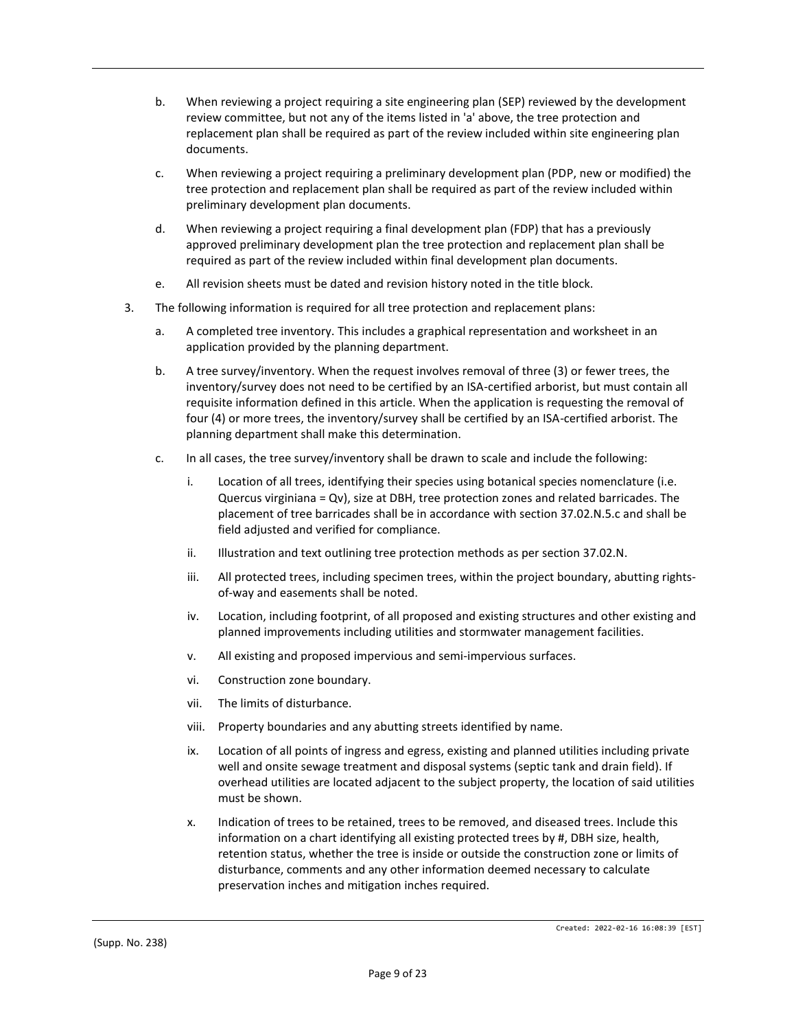b. When reviewing a project requiring a site engineering plan (SEP) reviewed by the development review committee, but not any of the items listed in 'a' above, the tree protection and replacement plan shall be required as part of the review included within site engineering plan documents.

c. When reviewing a project requiring a preliminary development plan (PDP, new or modified) the tree protection and replacement plan shall be required as part of the review included within preliminary development plan documents.

d. When reviewing a project requiring a final development plan (FDP) that has a previously approved preliminary development plan the tree protection and replacement plan shall be required as part of the review included within final development plan documents.

e. All revision sheets must be dated and revision history noted in the title block.

3. The following information is required for all tree protection and replacement plans:

   a. A completed tree inventory. This includes a graphical representation and worksheet in an application provided by the planning department.

   b. A tree survey/inventory. When the request involves removal of three (3) or fewer trees, the inventory/survey does not need to be certified by an ISA-certified arborist, but must contain all requisite information defined in this article. When the application is requesting the removal of four (4) or more trees, the inventory/survey shall be certified by an ISA-certified arborist. The planning department shall make this determination.

   c. In all cases, the tree survey/inventory shall be drawn to scale and include the following:

      i. Location of all trees, identifying their species using botanical species nomenclature (i.e. Quercus virginiana = Qv), size at DBH, tree protection zones and related barricades. The placement of tree barricades shall be in accordance with section 37.02.N.5.c and shall be field adjusted and verified for compliance.

      ii. Illustration and text outlining tree protection methods as per section 37.02.N.

      iii. All protected trees, including specimen trees, within the project boundary, abutting rights-of-way and easements shall be noted.

      iv. Location, including footprint, of all proposed and existing structures and other existing and planned improvements including utilities and stormwater management facilities.

      v. All existing and proposed impervious and semi-impervious surfaces.

      vi. Construction zone boundary.

      vii. The limits of disturbance.

      viii. Property boundaries and any abutting streets identified by name.

      ix. Location of all points of ingress and egress, existing and planned utilities including private well and onsite sewage treatment and disposal systems (septic tank and drain field). If overhead utilities are located adjacent to the subject property, the location of said utilities must be shown.

      x. Indication of trees to be retained, trees to be removed, and diseased trees. Include this information on a chart identifying all existing protected trees by #, DBH size, health, retention status, whether the tree is inside or outside the construction zone or limits of disturbance, comments and any other information deemed necessary to calculate preservation inches and mitigation inches required.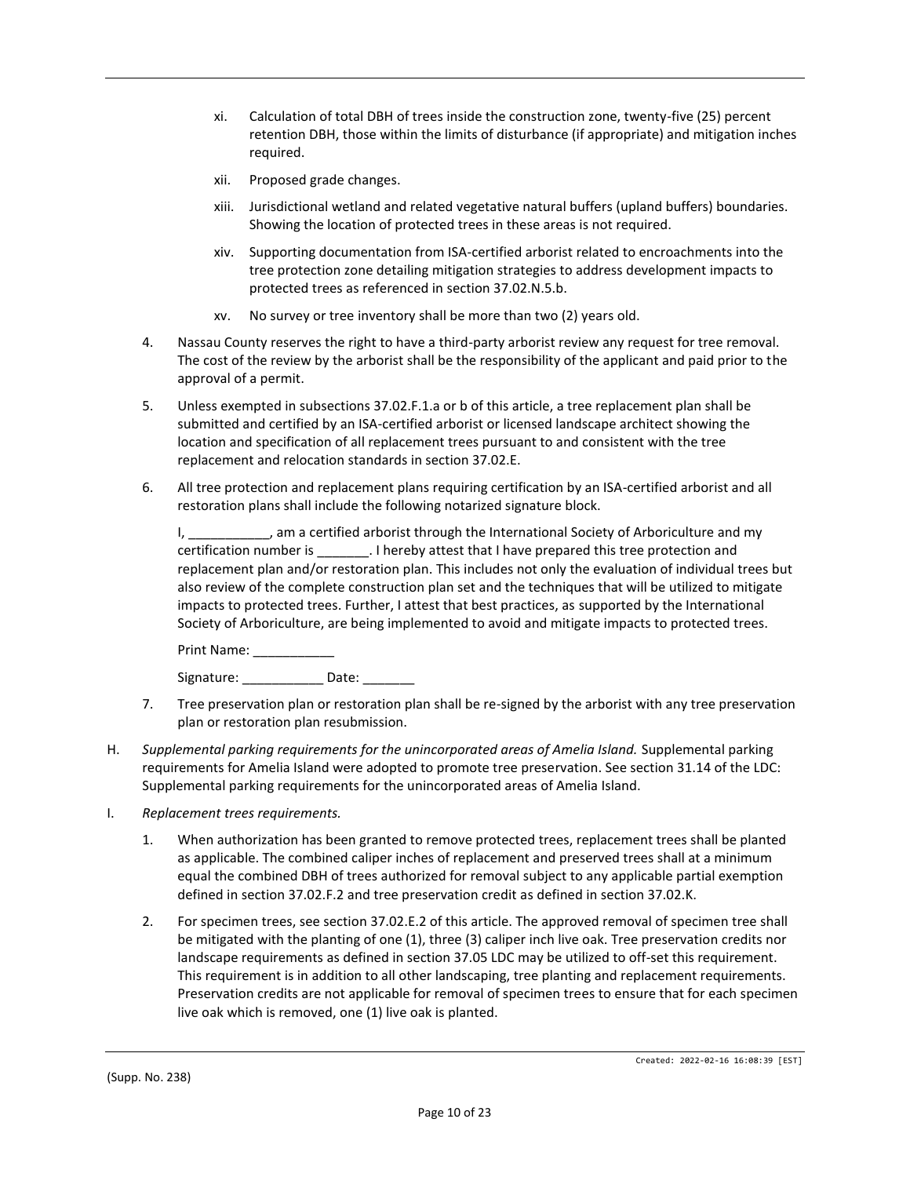xi. Calculation of total DBH of trees inside the construction zone, twenty-five (25) percent retention DBH, those within the limits of disturbance (if appropriate) and mitigation inches required.

xii. Proposed grade changes.

xiii. Jurisdictional wetland and related vegetative natural buffers (upland buffers) boundaries. Showing the location of protected trees in these areas is not required.

xiv. Supporting documentation from ISA-certified arborist related to encroachments into the tree protection zone detailing mitigation strategies to address development impacts to protected trees as referenced in section 37.02.N.5.b.

xv. No survey or tree inventory shall be more than two (2) years old.

4. Nassau County reserves the right to have a third-party arborist review any request for tree removal. The cost of the review by the arborist shall be the responsibility of the applicant and paid prior to the approval of a permit.

5. Unless exempted in subsections 37.02.F.1.a or b of this article, a tree replacement plan shall be submitted and certified by an ISA-certified arborist or licensed landscape architect showing the location and specification of all replacement trees pursuant to and consistent with the tree replacement and relocation standards in section 37.02.E.

6. All tree protection and replacement plans requiring certification by an ISA-certified arborist and all restoration plans shall include the following notarized signature block.

   I, ___________, am a certified arborist through the International Society of Arboriculture and my certification number is _______. I hereby attest that I have prepared this tree protection and replacement plan and/or restoration plan. This includes not only the evaluation of individual trees but also review of the complete construction plan set and the techniques that will be utilized to mitigate impacts to protected trees. Further, I attest that best practices, as supported by the International Society of Arboriculture, are being implemented to avoid and mitigate impacts to protected trees.

   Print Name: ___________

   Signature: ___________ Date: _______

7. Tree preservation plan or restoration plan shall be re-signed by the arborist with any tree preservation plan or restoration plan resubmission.

H. *Supplemental parking requirements for the unincorporated areas of Amelia Island.* Supplemental parking requirements for Amelia Island were adopted to promote tree preservation. See section 31.14 of the LDC: Supplemental parking requirements for the unincorporated areas of Amelia Island.

I. *Replacement trees requirements.*

1. When authorization has been granted to remove protected trees, replacement trees shall be planted as applicable. The combined caliper inches of replacement and preserved trees shall at a minimum equal the combined DBH of trees authorized for removal subject to any applicable partial exemption defined in section 37.02.F.2 and tree preservation credit as defined in section 37.02.K.

2. For specimen trees, see section 37.02.E.2 of this article. The approved removal of specimen tree shall be mitigated with the planting of one (1), three (3) caliper inch live oak. Tree preservation credits nor landscape requirements as defined in section 37.05 LDC may be utilized to off-set this requirement. This requirement is in addition to all other landscaping, tree planting and replacement requirements. Preservation credits are not applicable for removal of specimen trees to ensure that for each specimen live oak which is removed, one (1) live oak is planted.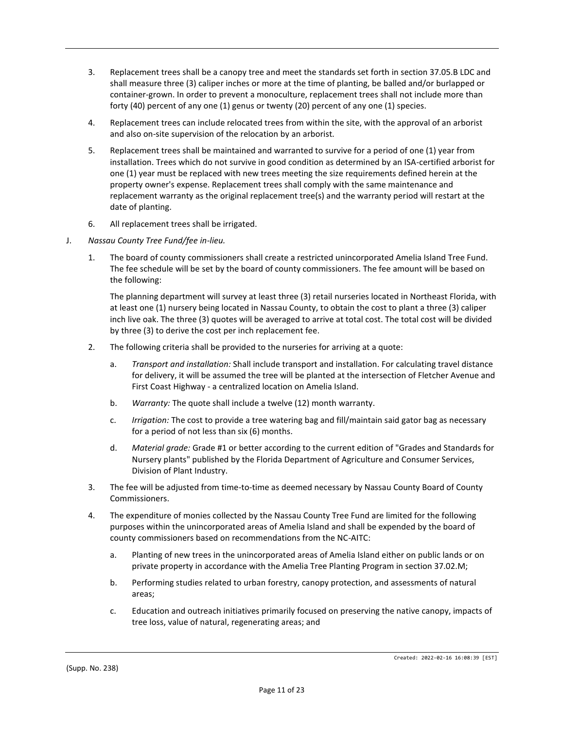3. Replacement trees shall be a canopy tree and meet the standards set forth in section 37.05.B LDC and shall measure three (3) caliper inches or more at the time of planting, be balled and/or burlapped or container-grown. In order to prevent a monoculture, replacement trees shall not include more than forty (40) percent of any one (1) genus or twenty (20) percent of any one (1) species.
4. Replacement trees can include relocated trees from within the site, with the approval of an arborist and also on-site supervision of the relocation by an arborist.
5. Replacement trees shall be maintained and warranted to survive for a period of one (1) year from installation. Trees which do not survive in good condition as determined by an ISA-certified arborist for one (1) year must be replaced with new trees meeting the size requirements defined herein at the property owner's expense. Replacement trees shall comply with the same maintenance and replacement warranty as the original replacement tree(s) and the warranty period will restart at the date of planting.
6. All replacement trees shall be irrigated.

J. *Nassau County Tree Fund/fee in-lieu.*

1. The board of county commissioners shall create a restricted unincorporated Amelia Island Tree Fund. The fee schedule will be set by the board of county commissioners. The fee amount will be based on the following:

   The planning department will survey at least three (3) retail nurseries located in Northeast Florida, with at least one (1) nursery being located in Nassau County, to obtain the cost to plant a three (3) caliper inch live oak. The three (3) quotes will be averaged to arrive at total cost. The total cost will be divided by three (3) to derive the cost per inch replacement fee.

2. The following criteria shall be provided to the nurseries for arriving at a quote:
   a. *Transport and installation:* Shall include transport and installation. For calculating travel distance for delivery, it will be assumed the tree will be planted at the intersection of Fletcher Avenue and First Coast Highway - a centralized location on Amelia Island.
   b. *Warranty:* The quote shall include a twelve (12) month warranty.
   c. *Irrigation:* The cost to provide a tree watering bag and fill/maintain said gator bag as necessary for a period of not less than six (6) months.
   d. *Material grade:* Grade #1 or better according to the current edition of "Grades and Standards for Nursery plants" published by the Florida Department of Agriculture and Consumer Services, Division of Plant Industry.
3. The fee will be adjusted from time-to-time as deemed necessary by Nassau County Board of County Commissioners.
4. The expenditure of monies collected by the Nassau County Tree Fund are limited for the following purposes within the unincorporated areas of Amelia Island and shall be expended by the board of county commissioners based on recommendations from the NC-AITC:
   a. Planting of new trees in the unincorporated areas of Amelia Island either on public lands or on private property in accordance with the Amelia Tree Planting Program in section 37.02.M;
   b. Performing studies related to urban forestry, canopy protection, and assessments of natural areas;
   c. Education and outreach initiatives primarily focused on preserving the native canopy, impacts of tree loss, value of natural, regenerating areas; and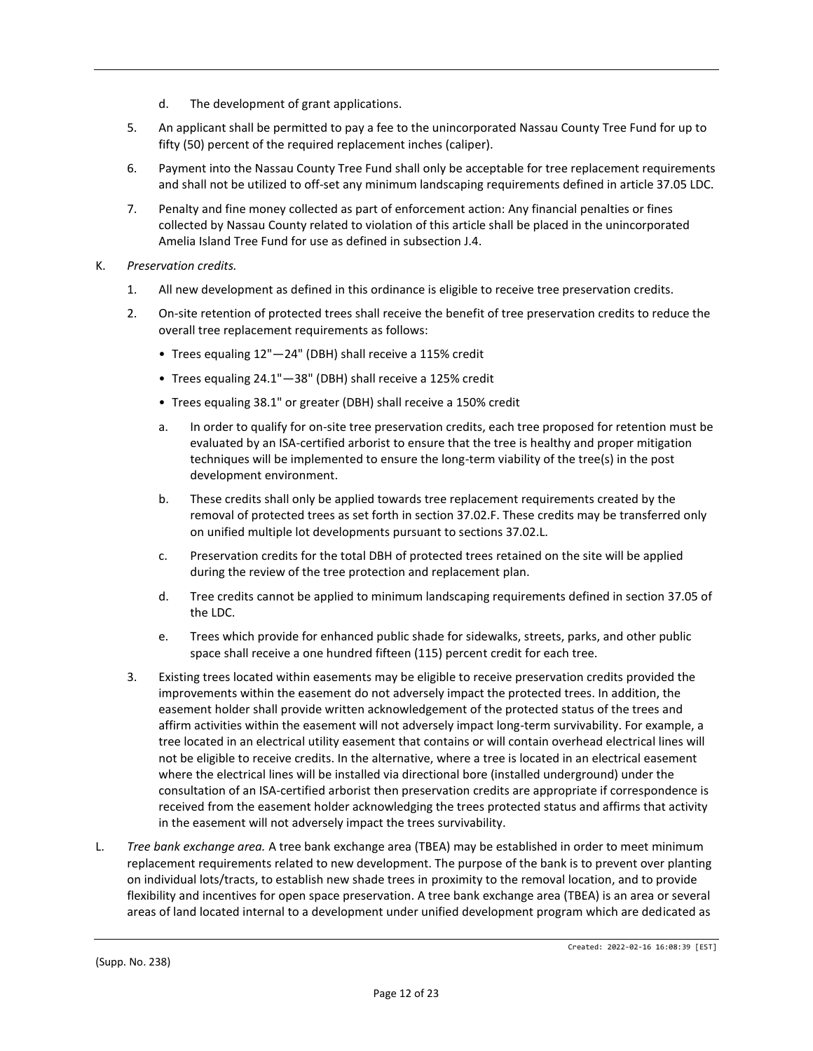d. The development of grant applications.

5. An applicant shall be permitted to pay a fee to the unincorporated Nassau County Tree Fund for up to fifty (50) percent of the required replacement inches (caliper).

6. Payment into the Nassau County Tree Fund shall only be acceptable for tree replacement requirements and shall not be utilized to off-set any minimum landscaping requirements defined in article 37.05 LDC.

7. Penalty and fine money collected as part of enforcement action: Any financial penalties or fines collected by Nassau County related to violation of this article shall be placed in the unincorporated Amelia Island Tree Fund for use as defined in subsection J.4.

K. *Preservation credits.*

1. All new development as defined in this ordinance is eligible to receive tree preservation credits.

2. On-site retention of protected trees shall receive the benefit of tree preservation credits to reduce the overall tree replacement requirements as follows:

   • Trees equaling 12"—24" (DBH) shall receive a 115% credit

   • Trees equaling 24.1"—38" (DBH) shall receive a 125% credit

   • Trees equaling 38.1" or greater (DBH) shall receive a 150% credit

   a. In order to qualify for on-site tree preservation credits, each tree proposed for retention must be evaluated by an ISA-certified arborist to ensure that the tree is healthy and proper mitigation techniques will be implemented to ensure the long-term viability of the tree(s) in the post development environment.

   b. These credits shall only be applied towards tree replacement requirements created by the removal of protected trees as set forth in section 37.02.F. These credits may be transferred only on unified multiple lot developments pursuant to sections 37.02.L.

   c. Preservation credits for the total DBH of protected trees retained on the site will be applied during the review of the tree protection and replacement plan.

   d. Tree credits cannot be applied to minimum landscaping requirements defined in section 37.05 of the LDC.

   e. Trees which provide for enhanced public shade for sidewalks, streets, parks, and other public space shall receive a one hundred fifteen (115) percent credit for each tree.

3. Existing trees located within easements may be eligible to receive preservation credits provided the improvements within the easement do not adversely impact the protected trees. In addition, the easement holder shall provide written acknowledgement of the protected status of the trees and affirm activities within the easement will not adversely impact long-term survivability. For example, a tree located in an electrical utility easement that contains or will contain overhead electrical lines will not be eligible to receive credits. In the alternative, where a tree is located in an electrical easement where the electrical lines will be installed via directional bore (installed underground) under the consultation of an ISA-certified arborist then preservation credits are appropriate if correspondence is received from the easement holder acknowledging the trees protected status and affirms that activity in the easement will not adversely impact the trees survivability.

L. *Tree bank exchange area.* A tree bank exchange area (TBEA) may be established in order to meet minimum replacement requirements related to new development. The purpose of the bank is to prevent over planting on individual lots/tracts, to establish new shade trees in proximity to the removal location, and to provide flexibility and incentives for open space preservation. A tree bank exchange area (TBEA) is an area or several areas of land located internal to a development under unified development program which are dedicated as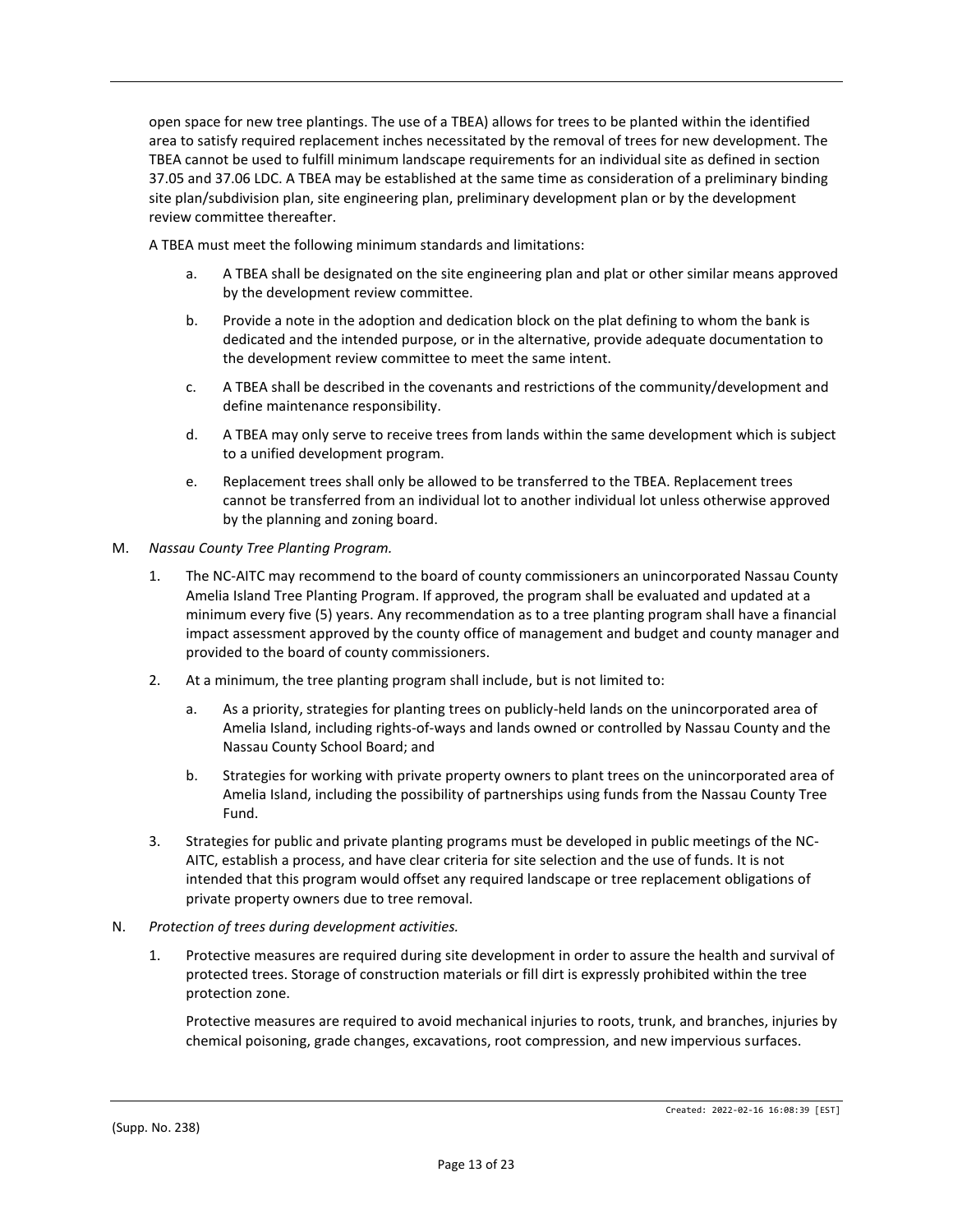open space for new tree plantings. The use of a TBEA) allows for trees to be planted within the identified area to satisfy required replacement inches necessitated by the removal of trees for new development. The TBEA cannot be used to fulfill minimum landscape requirements for an individual site as defined in section 37.05 and 37.06 LDC. A TBEA may be established at the same time as consideration of a preliminary binding site plan/subdivision plan, site engineering plan, preliminary development plan or by the development review committee thereafter.

A TBEA must meet the following minimum standards and limitations:

a. A TBEA shall be designated on the site engineering plan and plat or other similar means approved by the development review committee.

b. Provide a note in the adoption and dedication block on the plat defining to whom the bank is dedicated and the intended purpose, or in the alternative, provide adequate documentation to the development review committee to meet the same intent.

c. A TBEA shall be described in the covenants and restrictions of the community/development and define maintenance responsibility.

d. A TBEA may only serve to receive trees from lands within the same development which is subject to a unified development program.

e. Replacement trees shall only be allowed to be transferred to the TBEA. Replacement trees cannot be transferred from an individual lot to another individual lot unless otherwise approved by the planning and zoning board.

M. *Nassau County Tree Planting Program.*

1. The NC-AITC may recommend to the board of county commissioners an unincorporated Nassau County Amelia Island Tree Planting Program. If approved, the program shall be evaluated and updated at a minimum every five (5) years. Any recommendation as to a tree planting program shall have a financial impact assessment approved by the county office of management and budget and county manager and provided to the board of county commissioners.

2. At a minimum, the tree planting program shall include, but is not limited to:

   a. As a priority, strategies for planting trees on publicly-held lands on the unincorporated area of Amelia Island, including rights-of-ways and lands owned or controlled by Nassau County and the Nassau County School Board; and

   b. Strategies for working with private property owners to plant trees on the unincorporated area of Amelia Island, including the possibility of partnerships using funds from the Nassau County Tree Fund.

3. Strategies for public and private planting programs must be developed in public meetings of the NC-AITC, establish a process, and have clear criteria for site selection and the use of funds. It is not intended that this program would offset any required landscape or tree replacement obligations of private property owners due to tree removal.

N. *Protection of trees during development activities.*

1. Protective measures are required during site development in order to assure the health and survival of protected trees. Storage of construction materials or fill dirt is expressly prohibited within the tree protection zone.

   Protective measures are required to avoid mechanical injuries to roots, trunk, and branches, injuries by chemical poisoning, grade changes, excavations, root compression, and new impervious surfaces.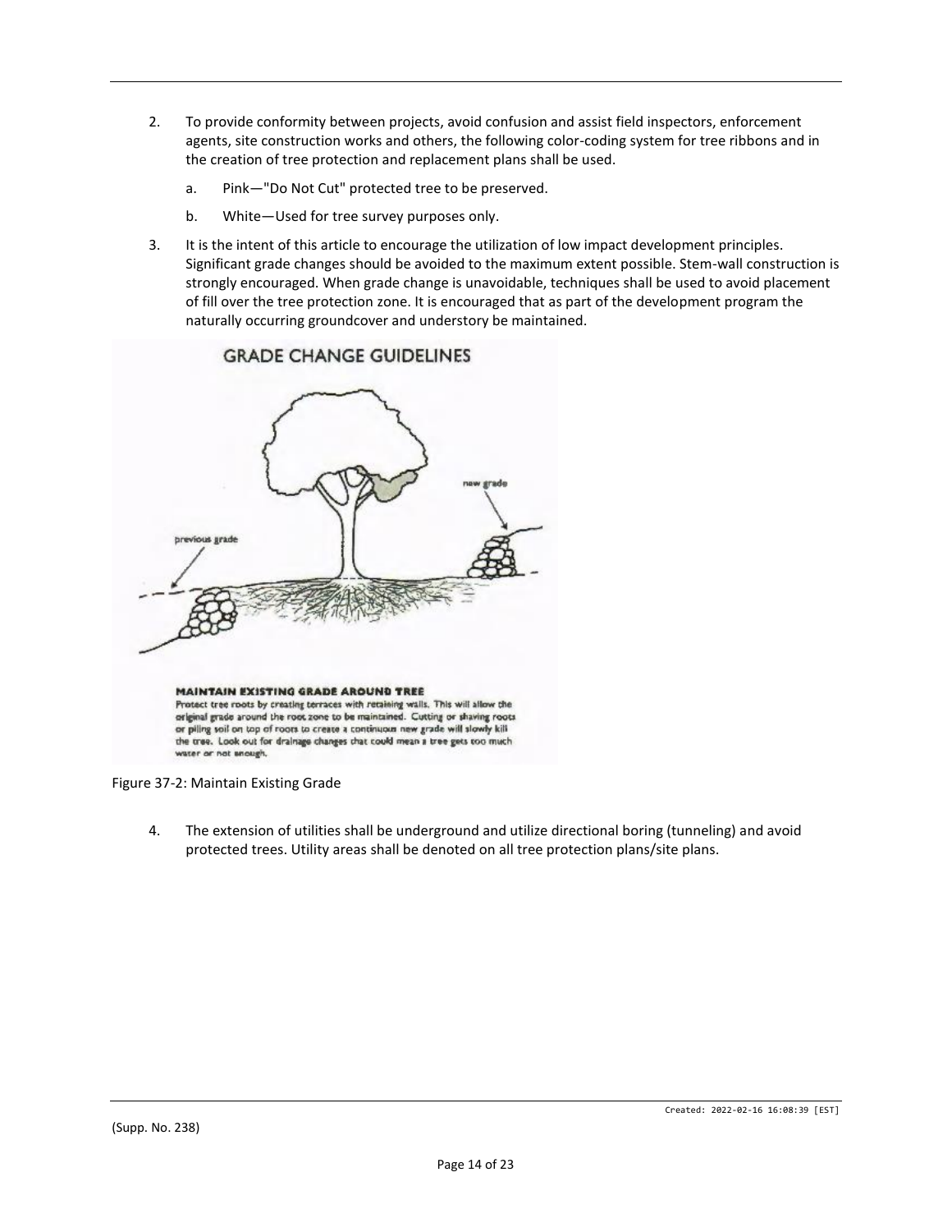2. To provide conformity between projects, avoid confusion and assist field inspectors, enforcement agents, site construction works and others, the following color-coding system for tree ribbons and in the creation of tree protection and replacement plans shall be used.

   a. Pink—"Do Not Cut" protected tree to be preserved.

   b. White—Used for tree survey purposes only.

3. It is the intent of this article to encourage the utilization of low impact development principles. Significant grade changes should be avoided to the maximum extent possible. Stem-wall construction is strongly encouraged. When grade change is unavoidable, techniques shall be used to avoid placement of fill over the tree protection zone. It is encouraged that as part of the development program the naturally occurring groundcover and understory be maintained.

**GRADE CHANGE GUIDELINES**

**MAINTAIN EXISTING GRADE AROUND TREE**
Protect tree roots by creating terraces with retaining walls. This will allow the original grade around the root zone to be maintained. Cutting or shaving roots or piling soil on top of roots to create a continuous new grade will slowly kill the tree. Look out for drainage changes that could mean a tree gets too much water or not enough.

Figure 37-2: Maintain Existing Grade

4. The extension of utilities shall be underground and utilize directional boring (tunneling) and avoid protected trees. Utility areas shall be denoted on all tree protection plans/site plans.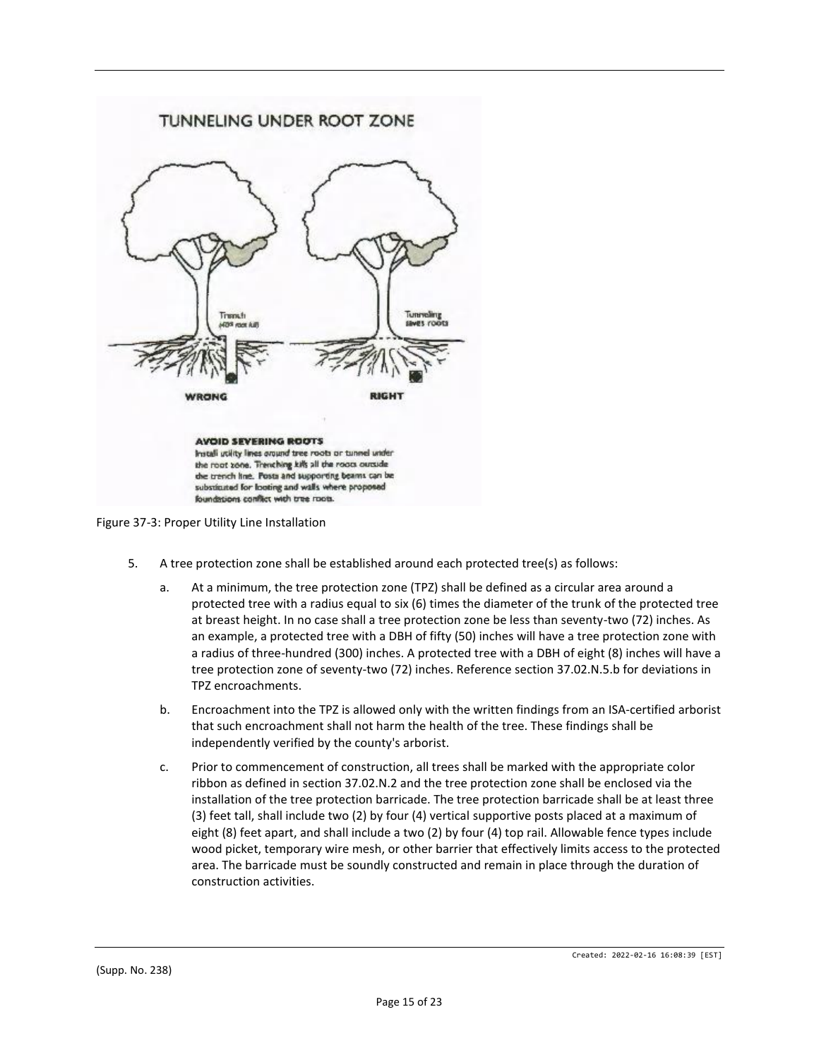Figure 37-3: Proper Utility Line Installation

5. A tree protection zone shall be established around each protected tree(s) as follows:

   a. At a minimum, the tree protection zone (TPZ) shall be defined as a circular area around a protected tree with a radius equal to six (6) times the diameter of the trunk of the protected tree at breast height. In no case shall a tree protection zone be less than seventy-two (72) inches. As an example, a protected tree with a DBH of fifty (50) inches will have a tree protection zone with a radius of three-hundred (300) inches. A protected tree with a DBH of eight (8) inches will have a tree protection zone of seventy-two (72) inches. Reference section 37.02.N.5.b for deviations in TPZ encroachments.

   b. Encroachment into the TPZ is allowed only with the written findings from an ISA-certified arborist that such encroachment shall not harm the health of the tree. These findings shall be independently verified by the county's arborist.

   c. Prior to commencement of construction, all trees shall be marked with the appropriate color ribbon as defined in section 37.02.N.2 and the tree protection zone shall be enclosed via the installation of the tree protection barricade. The tree protection barricade shall be at least three (3) feet tall, shall include two (2) by four (4) vertical supportive posts placed at a maximum of eight (8) feet apart, and shall include a two (2) by four (4) top rail. Allowable fence types include wood picket, temporary wire mesh, or other barrier that effectively limits access to the protected area. The barricade must be soundly constructed and remain in place through the duration of construction activities.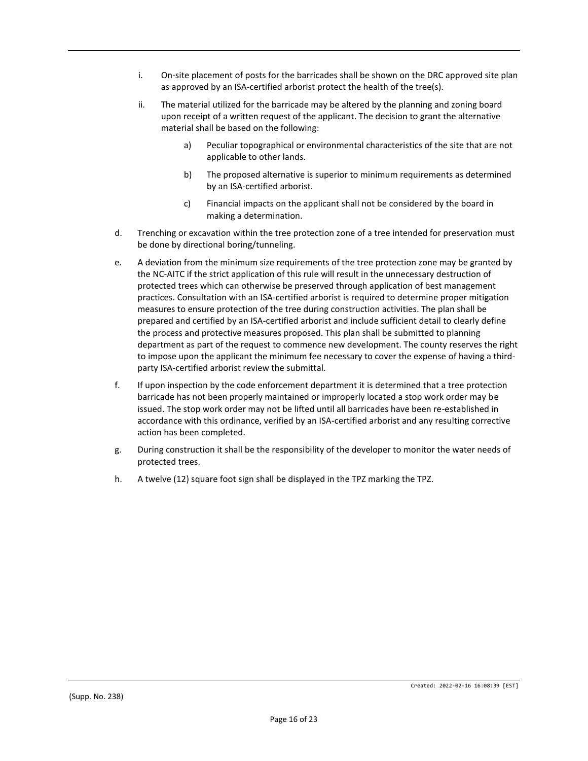i. On-site placement of posts for the barricades shall be shown on the DRC approved site plan as approved by an ISA-certified arborist protect the health of the tree(s).

ii. The material utilized for the barricade may be altered by the planning and zoning board upon receipt of a written request of the applicant. The decision to grant the alternative material shall be based on the following:

a) Peculiar topographical or environmental characteristics of the site that are not applicable to other lands.

b) The proposed alternative is superior to minimum requirements as determined by an ISA-certified arborist.

c) Financial impacts on the applicant shall not be considered by the board in making a determination.

d. Trenching or excavation within the tree protection zone of a tree intended for preservation must be done by directional boring/tunneling.

e. A deviation from the minimum size requirements of the tree protection zone may be granted by the NC-AITC if the strict application of this rule will result in the unnecessary destruction of protected trees which can otherwise be preserved through application of best management practices. Consultation with an ISA-certified arborist is required to determine proper mitigation measures to ensure protection of the tree during construction activities. The plan shall be prepared and certified by an ISA-certified arborist and include sufficient detail to clearly define the process and protective measures proposed. This plan shall be submitted to planning department as part of the request to commence new development. The county reserves the right to impose upon the applicant the minimum fee necessary to cover the expense of having a third-party ISA-certified arborist review the submittal.

f. If upon inspection by the code enforcement department it is determined that a tree protection barricade has not been properly maintained or improperly located a stop work order may be issued. The stop work order may not be lifted until all barricades have been re-established in accordance with this ordinance, verified by an ISA-certified arborist and any resulting corrective action has been completed.

g. During construction it shall be the responsibility of the developer to monitor the water needs of protected trees.

h. A twelve (12) square foot sign shall be displayed in the TPZ marking the TPZ.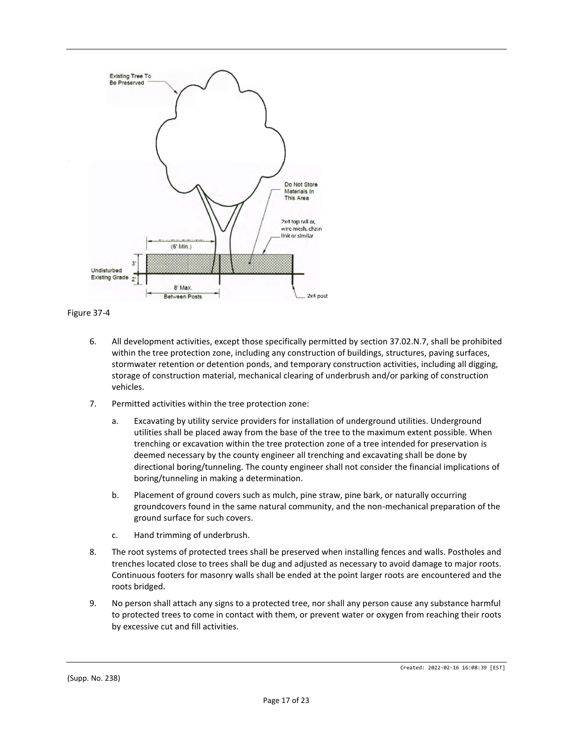Figure 37-4

6. All development activities, except those specifically permitted by section 37.02.N.7, shall be prohibited within the tree protection zone, including any construction of buildings, structures, paving surfaces, stormwater retention or detention ponds, and temporary construction activities, including all digging, storage of construction material, mechanical clearing of underbrush and/or parking of construction vehicles.

7. Permitted activities within the tree protection zone:

   a. Excavating by utility service providers for installation of underground utilities. Underground utilities shall be placed away from the base of the tree to the maximum extent possible. When trenching or excavation within the tree protection zone of a tree intended for preservation is deemed necessary by the county engineer all trenching and excavating shall be done by directional boring/tunneling. The county engineer shall not consider the financial implications of boring/tunneling in making a determination.

   b. Placement of ground covers such as mulch, pine straw, pine bark, or naturally occurring groundcovers found in the same natural community, and the non-mechanical preparation of the ground surface for such covers.

   c. Hand trimming of underbrush.

8. The root systems of protected trees shall be preserved when installing fences and walls. Postholes and trenches located close to trees shall be dug and adjusted as necessary to avoid damage to major roots. Continuous footers for masonry walls shall be ended at the point larger roots are encountered and the roots bridged.

9. No person shall attach any signs to a protected tree, nor shall any person cause any substance harmful to protected trees to come in contact with them, or prevent water or oxygen from reaching their roots by excessive cut and fill activities.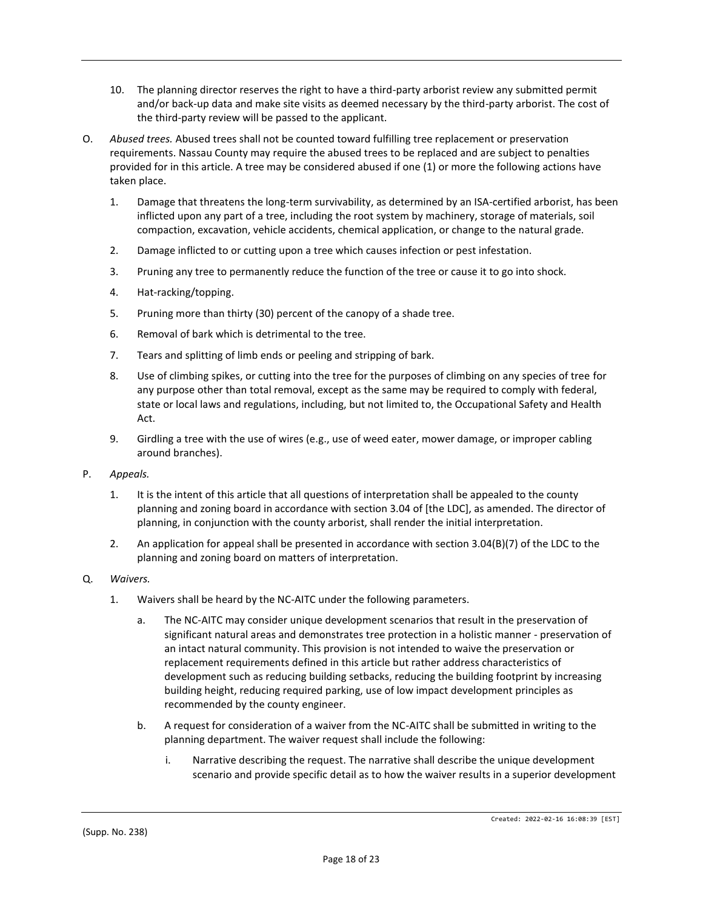10. The planning director reserves the right to have a third-party arborist review any submitted permit and/or back-up data and make site visits as deemed necessary by the third-party arborist. The cost of the third-party review will be passed to the applicant.

O. *Abused trees.* Abused trees shall not be counted toward fulfilling tree replacement or preservation requirements. Nassau County may require the abused trees to be replaced and are subject to penalties provided for in this article. A tree may be considered abused if one (1) or more the following actions have taken place.

   1. Damage that threatens the long-term survivability, as determined by an ISA-certified arborist, has been inflicted upon any part of a tree, including the root system by machinery, storage of materials, soil compaction, excavation, vehicle accidents, chemical application, or change to the natural grade.

   2. Damage inflicted to or cutting upon a tree which causes infection or pest infestation.

   3. Pruning any tree to permanently reduce the function of the tree or cause it to go into shock.

   4. Hat-racking/topping.

   5. Pruning more than thirty (30) percent of the canopy of a shade tree.

   6. Removal of bark which is detrimental to the tree.

   7. Tears and splitting of limb ends or peeling and stripping of bark.

   8. Use of climbing spikes, or cutting into the tree for the purposes of climbing on any species of tree for any purpose other than total removal, except as the same may be required to comply with federal, state or local laws and regulations, including, but not limited to, the Occupational Safety and Health Act.

   9. Girdling a tree with the use of wires (e.g., use of weed eater, mower damage, or improper cabling around branches).

P. *Appeals.*

   1. It is the intent of this article that all questions of interpretation shall be appealed to the county planning and zoning board in accordance with section 3.04 of [the LDC], as amended. The director of planning, in conjunction with the county arborist, shall render the initial interpretation.

   2. An application for appeal shall be presented in accordance with section 3.04(B)(7) of the LDC to the planning and zoning board on matters of interpretation.

Q. *Waivers.*

   1. Waivers shall be heard by the NC-AITC under the following parameters.

      a. The NC-AITC may consider unique development scenarios that result in the preservation of significant natural areas and demonstrates tree protection in a holistic manner - preservation of an intact natural community. This provision is not intended to waive the preservation or replacement requirements defined in this article but rather address characteristics of development such as reducing building setbacks, reducing the building footprint by increasing building height, reducing required parking, use of low impact development principles as recommended by the county engineer.

      b. A request for consideration of a waiver from the NC-AITC shall be submitted in writing to the planning department. The waiver request shall include the following:

         i. Narrative describing the request. The narrative shall describe the unique development scenario and provide specific detail as to how the waiver results in a superior development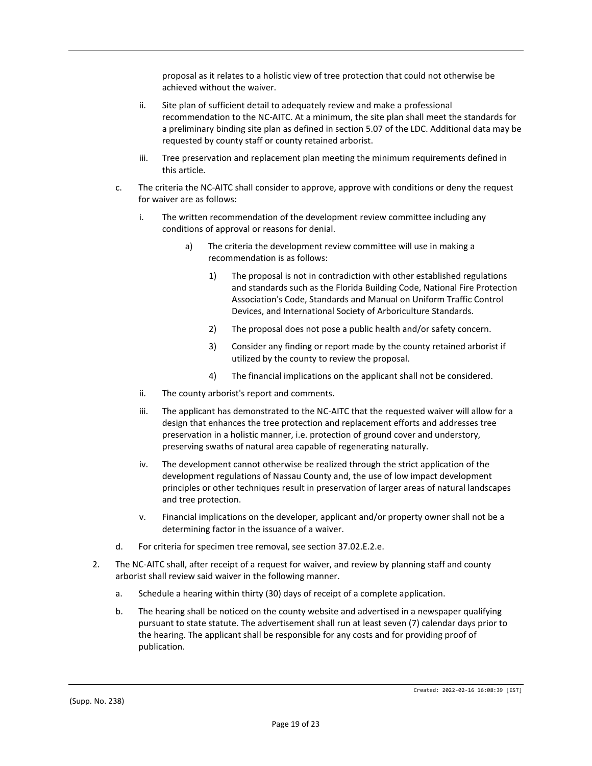proposal as it relates to a holistic view of tree protection that could not otherwise be achieved without the waiver.

   ii. Site plan of sufficient detail to adequately review and make a professional recommendation to the NC-AITC. At a minimum, the site plan shall meet the standards for a preliminary binding site plan as defined in section 5.07 of the LDC. Additional data may be requested by county staff or county retained arborist.

   iii. Tree preservation and replacement plan meeting the minimum requirements defined in this article.

c. The criteria the NC-AITC shall consider to approve, approve with conditions or deny the request for waiver are as follows:

   i. The written recommendation of the development review committee including any conditions of approval or reasons for denial.

      a) The criteria the development review committee will use in making a recommendation is as follows:

         1) The proposal is not in contradiction with other established regulations and standards such as the Florida Building Code, National Fire Protection Association's Code, Standards and Manual on Uniform Traffic Control Devices, and International Society of Arboriculture Standards.

         2) The proposal does not pose a public health and/or safety concern.

         3) Consider any finding or report made by the county retained arborist if utilized by the county to review the proposal.

         4) The financial implications on the applicant shall not be considered.

   ii. The county arborist's report and comments.

   iii. The applicant has demonstrated to the NC-AITC that the requested waiver will allow for a design that enhances the tree protection and replacement efforts and addresses tree preservation in a holistic manner, i.e. protection of ground cover and understory, preserving swaths of natural area capable of regenerating naturally.

   iv. The development cannot otherwise be realized through the strict application of the development regulations of Nassau County and, the use of low impact development principles or other techniques result in preservation of larger areas of natural landscapes and tree protection.

   v. Financial implications on the developer, applicant and/or property owner shall not be a determining factor in the issuance of a waiver.

d. For criteria for specimen tree removal, see section 37.02.E.2.e.

2. The NC-AITC shall, after receipt of a request for waiver, and review by planning staff and county arborist shall review said waiver in the following manner.

   a. Schedule a hearing within thirty (30) days of receipt of a complete application.

   b. The hearing shall be noticed on the county website and advertised in a newspaper qualifying pursuant to state statute. The advertisement shall run at least seven (7) calendar days prior to the hearing. The applicant shall be responsible for any costs and for providing proof of publication.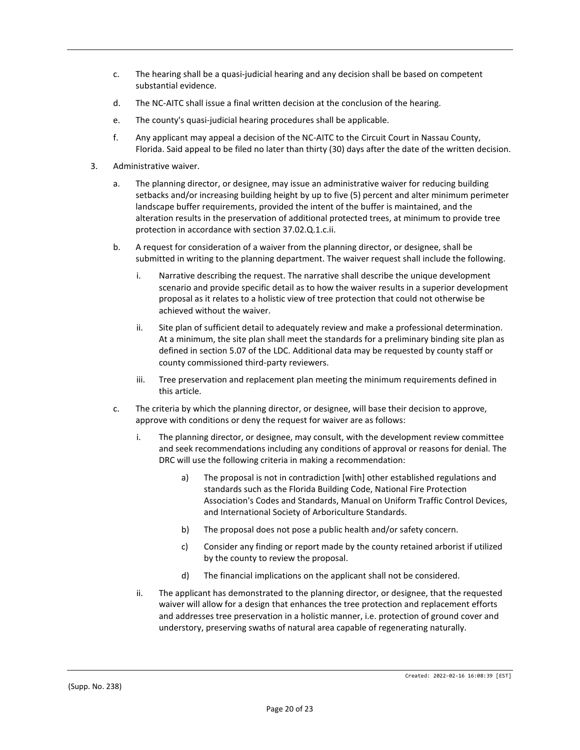c. The hearing shall be a quasi-judicial hearing and any decision shall be based on competent substantial evidence.

d. The NC-AITC shall issue a final written decision at the conclusion of the hearing.

e. The county's quasi-judicial hearing procedures shall be applicable.

f. Any applicant may appeal a decision of the NC-AITC to the Circuit Court in Nassau County, Florida. Said appeal to be filed no later than thirty (30) days after the date of the written decision.

3. Administrative waiver.

   a. The planning director, or designee, may issue an administrative waiver for reducing building setbacks and/or increasing building height by up to five (5) percent and alter minimum perimeter landscape buffer requirements, provided the intent of the buffer is maintained, and the alteration results in the preservation of additional protected trees, at minimum to provide tree protection in accordance with section 37.02.Q.1.c.ii.

   b. A request for consideration of a waiver from the planning director, or designee, shall be submitted in writing to the planning department. The waiver request shall include the following.

      i. Narrative describing the request. The narrative shall describe the unique development scenario and provide specific detail as to how the waiver results in a superior development proposal as it relates to a holistic view of tree protection that could not otherwise be achieved without the waiver.

      ii. Site plan of sufficient detail to adequately review and make a professional determination. At a minimum, the site plan shall meet the standards for a preliminary binding site plan as defined in section 5.07 of the LDC. Additional data may be requested by county staff or county commissioned third-party reviewers.

      iii. Tree preservation and replacement plan meeting the minimum requirements defined in this article.

   c. The criteria by which the planning director, or designee, will base their decision to approve, approve with conditions or deny the request for waiver are as follows:

      i. The planning director, or designee, may consult, with the development review committee and seek recommendations including any conditions of approval or reasons for denial. The DRC will use the following criteria in making a recommendation:

         a) The proposal is not in contradiction [with] other established regulations and standards such as the Florida Building Code, National Fire Protection Association's Codes and Standards, Manual on Uniform Traffic Control Devices, and International Society of Arboriculture Standards.

         b) The proposal does not pose a public health and/or safety concern.

         c) Consider any finding or report made by the county retained arborist if utilized by the county to review the proposal.

         d) The financial implications on the applicant shall not be considered.

      ii. The applicant has demonstrated to the planning director, or designee, that the requested waiver will allow for a design that enhances the tree protection and replacement efforts and addresses tree preservation in a holistic manner, i.e. protection of ground cover and understory, preserving swaths of natural area capable of regenerating naturally.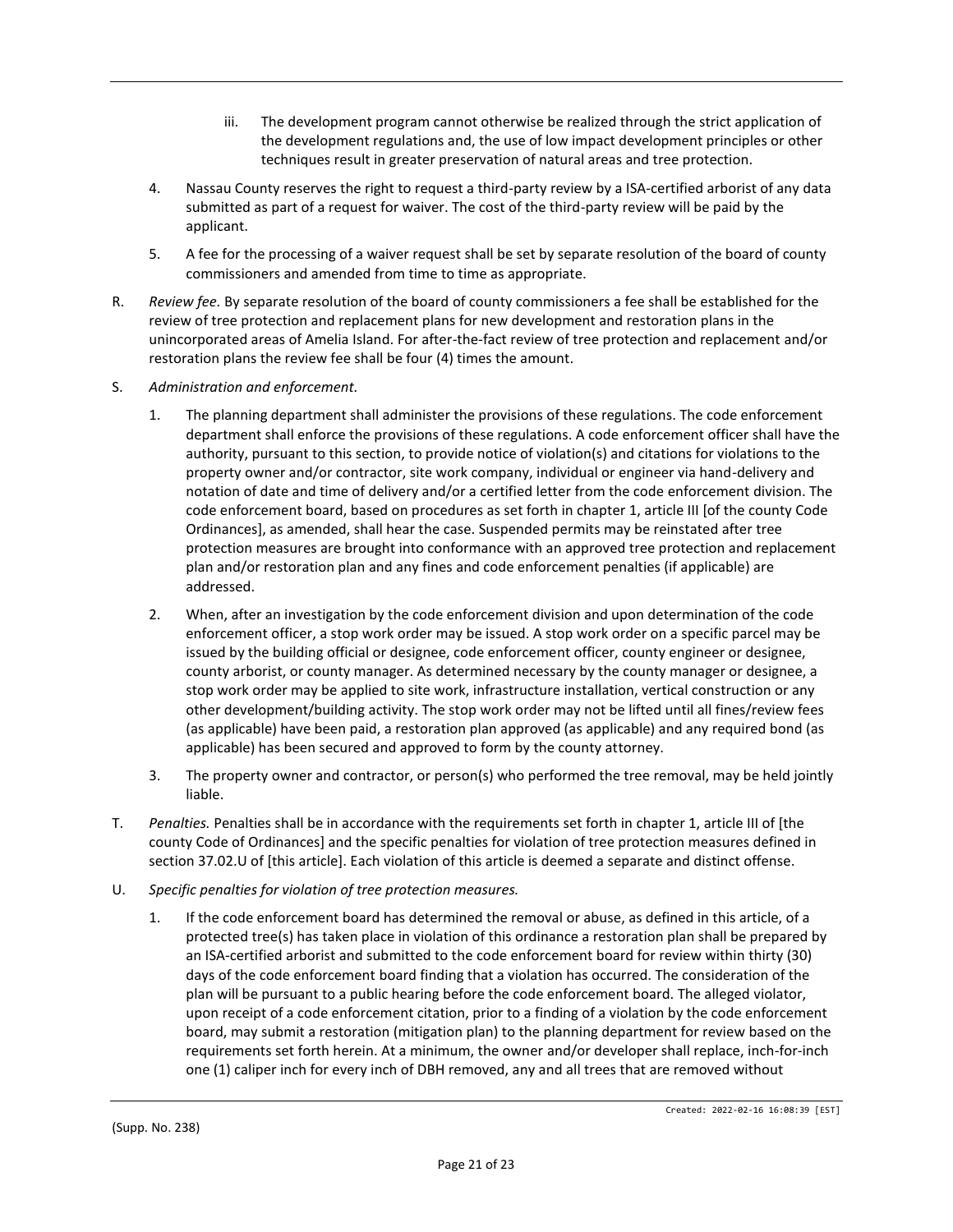iii. The development program cannot otherwise be realized through the strict application of the development regulations and, the use of low impact development principles or other techniques result in greater preservation of natural areas and tree protection.

4. Nassau County reserves the right to request a third-party review by a ISA-certified arborist of any data submitted as part of a request for waiver. The cost of the third-party review will be paid by the applicant.

5. A fee for the processing of a waiver request shall be set by separate resolution of the board of county commissioners and amended from time to time as appropriate.

R. *Review fee.* By separate resolution of the board of county commissioners a fee shall be established for the review of tree protection and replacement plans for new development and restoration plans in the unincorporated areas of Amelia Island. For after-the-fact review of tree protection and replacement and/or restoration plans the review fee shall be four (4) times the amount.

S. *Administration and enforcement.*

1. The planning department shall administer the provisions of these regulations. The code enforcement department shall enforce the provisions of these regulations. A code enforcement officer shall have the authority, pursuant to this section, to provide notice of violation(s) and citations for violations to the property owner and/or contractor, site work company, individual or engineer via hand-delivery and notation of date and time of delivery and/or a certified letter from the code enforcement division. The code enforcement board, based on procedures as set forth in chapter 1, article III [of the county Code Ordinances], as amended, shall hear the case. Suspended permits may be reinstated after tree protection measures are brought into conformance with an approved tree protection and replacement plan and/or restoration plan and any fines and code enforcement penalties (if applicable) are addressed.

2. When, after an investigation by the code enforcement division and upon determination of the code enforcement officer, a stop work order may be issued. A stop work order on a specific parcel may be issued by the building official or designee, code enforcement officer, county engineer or designee, county arborist, or county manager. As determined necessary by the county manager or designee, a stop work order may be applied to site work, infrastructure installation, vertical construction or any other development/building activity. The stop work order may not be lifted until all fines/review fees (as applicable) have been paid, a restoration plan approved (as applicable) and any required bond (as applicable) has been secured and approved to form by the county attorney.

3. The property owner and contractor, or person(s) who performed the tree removal, may be held jointly liable.

T. *Penalties.* Penalties shall be in accordance with the requirements set forth in chapter 1, article III of [the county Code of Ordinances] and the specific penalties for violation of tree protection measures defined in section 37.02.U of [this article]. Each violation of this article is deemed a separate and distinct offense.

U. *Specific penalties for violation of tree protection measures.*

1. If the code enforcement board has determined the removal or abuse, as defined in this article, of a protected tree(s) has taken place in violation of this ordinance a restoration plan shall be prepared by an ISA-certified arborist and submitted to the code enforcement board for review within thirty (30) days of the code enforcement board finding that a violation has occurred. The consideration of the plan will be pursuant to a public hearing before the code enforcement board. The alleged violator, upon receipt of a code enforcement citation, prior to a finding of a violation by the code enforcement board, may submit a restoration (mitigation plan) to the planning department for review based on the requirements set forth herein. At a minimum, the owner and/or developer shall replace, inch-for-inch one (1) caliper inch for every inch of DBH removed, any and all trees that are removed without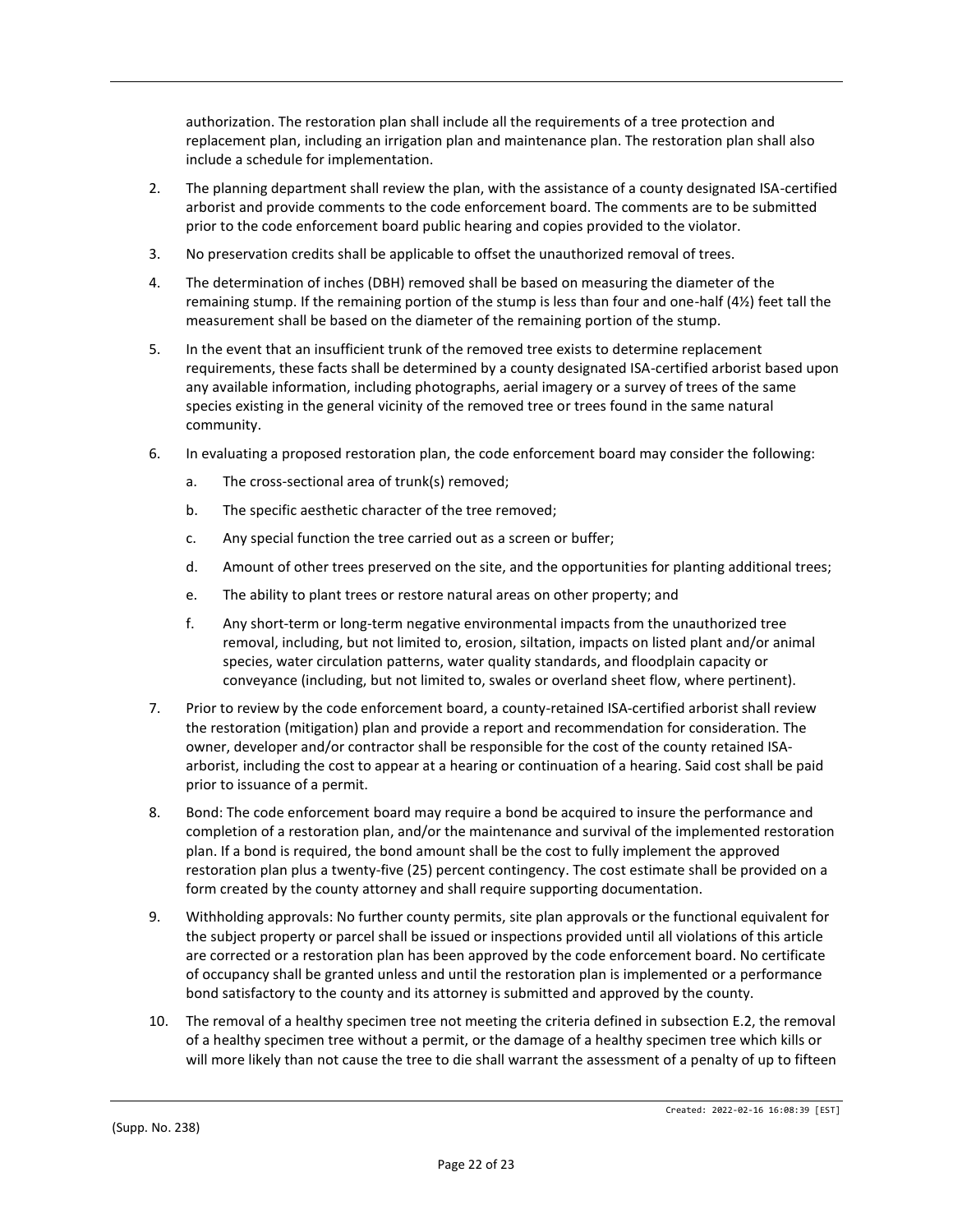authorization. The restoration plan shall include all the requirements of a tree protection and replacement plan, including an irrigation plan and maintenance plan. The restoration plan shall also include a schedule for implementation.

2. The planning department shall review the plan, with the assistance of a county designated ISA-certified arborist and provide comments to the code enforcement board. The comments are to be submitted prior to the code enforcement board public hearing and copies provided to the violator.

3. No preservation credits shall be applicable to offset the unauthorized removal of trees.

4. The determination of inches (DBH) removed shall be based on measuring the diameter of the remaining stump. If the remaining portion of the stump is less than four and one-half (4½) feet tall the measurement shall be based on the diameter of the remaining portion of the stump.

5. In the event that an insufficient trunk of the removed tree exists to determine replacement requirements, these facts shall be determined by a county designated ISA-certified arborist based upon any available information, including photographs, aerial imagery or a survey of trees of the same species existing in the general vicinity of the removed tree or trees found in the same natural community.

6. In evaluating a proposed restoration plan, the code enforcement board may consider the following:

   a. The cross-sectional area of trunk(s) removed;

   b. The specific aesthetic character of the tree removed;

   c. Any special function the tree carried out as a screen or buffer;

   d. Amount of other trees preserved on the site, and the opportunities for planting additional trees;

   e. The ability to plant trees or restore natural areas on other property; and

   f. Any short-term or long-term negative environmental impacts from the unauthorized tree removal, including, but not limited to, erosion, siltation, impacts on listed plant and/or animal species, water circulation patterns, water quality standards, and floodplain capacity or conveyance (including, but not limited to, swales or overland sheet flow, where pertinent).

7. Prior to review by the code enforcement board, a county-retained ISA-certified arborist shall review the restoration (mitigation) plan and provide a report and recommendation for consideration. The owner, developer and/or contractor shall be responsible for the cost of the county retained ISA-arborist, including the cost to appear at a hearing or continuation of a hearing. Said cost shall be paid prior to issuance of a permit.

8. Bond: The code enforcement board may require a bond be acquired to insure the performance and completion of a restoration plan, and/or the maintenance and survival of the implemented restoration plan. If a bond is required, the bond amount shall be the cost to fully implement the approved restoration plan plus a twenty-five (25) percent contingency. The cost estimate shall be provided on a form created by the county attorney and shall require supporting documentation.

9. Withholding approvals: No further county permits, site plan approvals or the functional equivalent for the subject property or parcel shall be issued or inspections provided until all violations of this article are corrected or a restoration plan has been approved by the code enforcement board. No certificate of occupancy shall be granted unless and until the restoration plan is implemented or a performance bond satisfactory to the county and its attorney is submitted and approved by the county.

10. The removal of a healthy specimen tree not meeting the criteria defined in subsection E.2, the removal of a healthy specimen tree without a permit, or the damage of a healthy specimen tree which kills or will more likely than not cause the tree to die shall warrant the assessment of a penalty of up to fifteen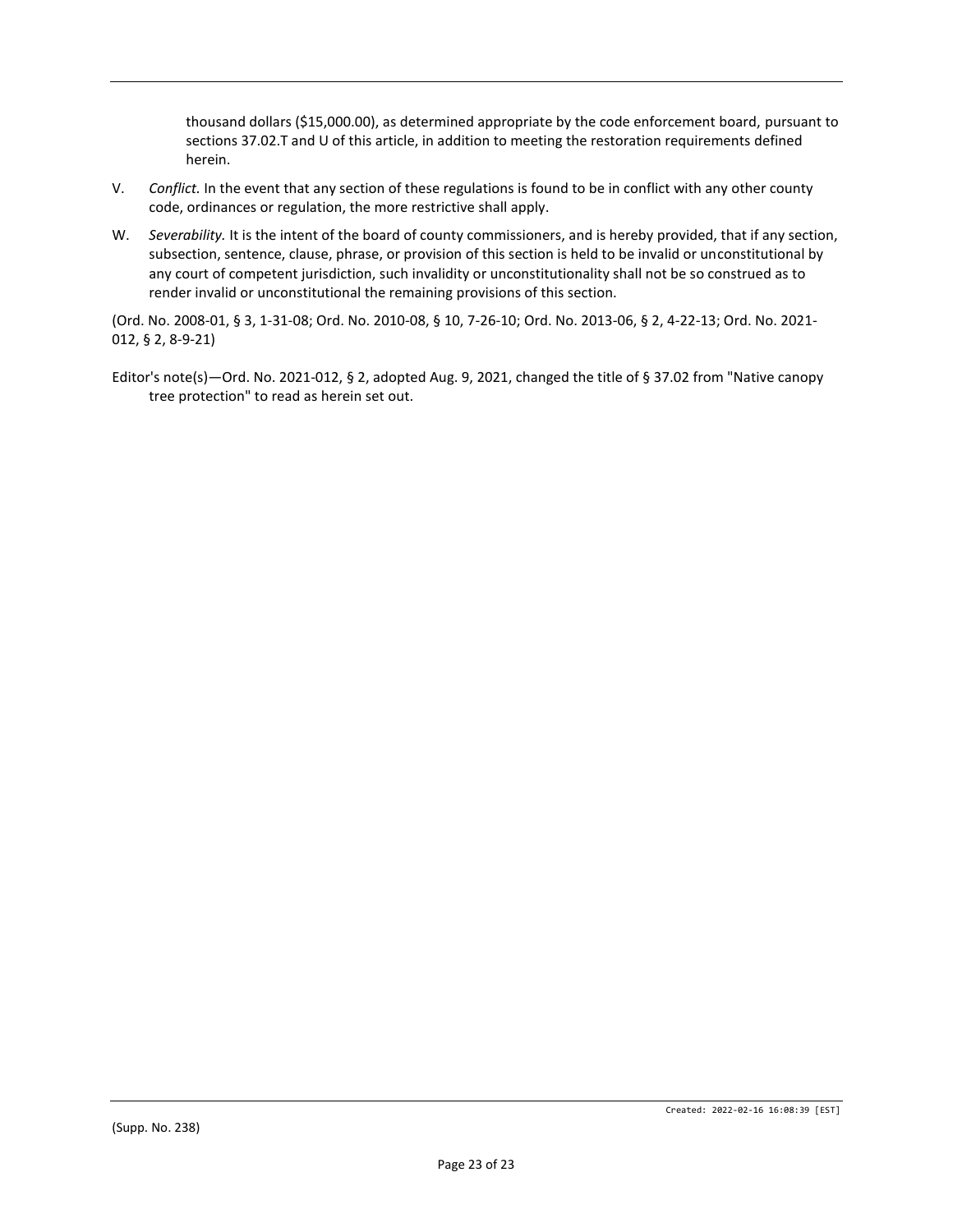thousand dollars ($15,000.00), as determined appropriate by the code enforcement board, pursuant to sections 37.02.T and U of this article, in addition to meeting the restoration requirements defined herein.

V. *Conflict.* In the event that any section of these regulations is found to be in conflict with any other county code, ordinances or regulation, the more restrictive shall apply.

W. *Severability.* It is the intent of the board of county commissioners, and is hereby provided, that if any section, subsection, sentence, clause, phrase, or provision of this section is held to be invalid or unconstitutional by any court of competent jurisdiction, such invalidity or unconstitutionality shall not be so construed as to render invalid or unconstitutional the remaining provisions of this section.

(Ord. No. 2008-01, § 3, 1-31-08; Ord. No. 2010-08, § 10, 7-26-10; Ord. No. 2013-06, § 2, 4-22-13; Ord. No. 2021-012, § 2, 8-9-21)

Editor's note(s)—Ord. No. 2021-012, § 2, adopted Aug. 9, 2021, changed the title of § 37.02 from "Native canopy tree protection" to read as herein set out.